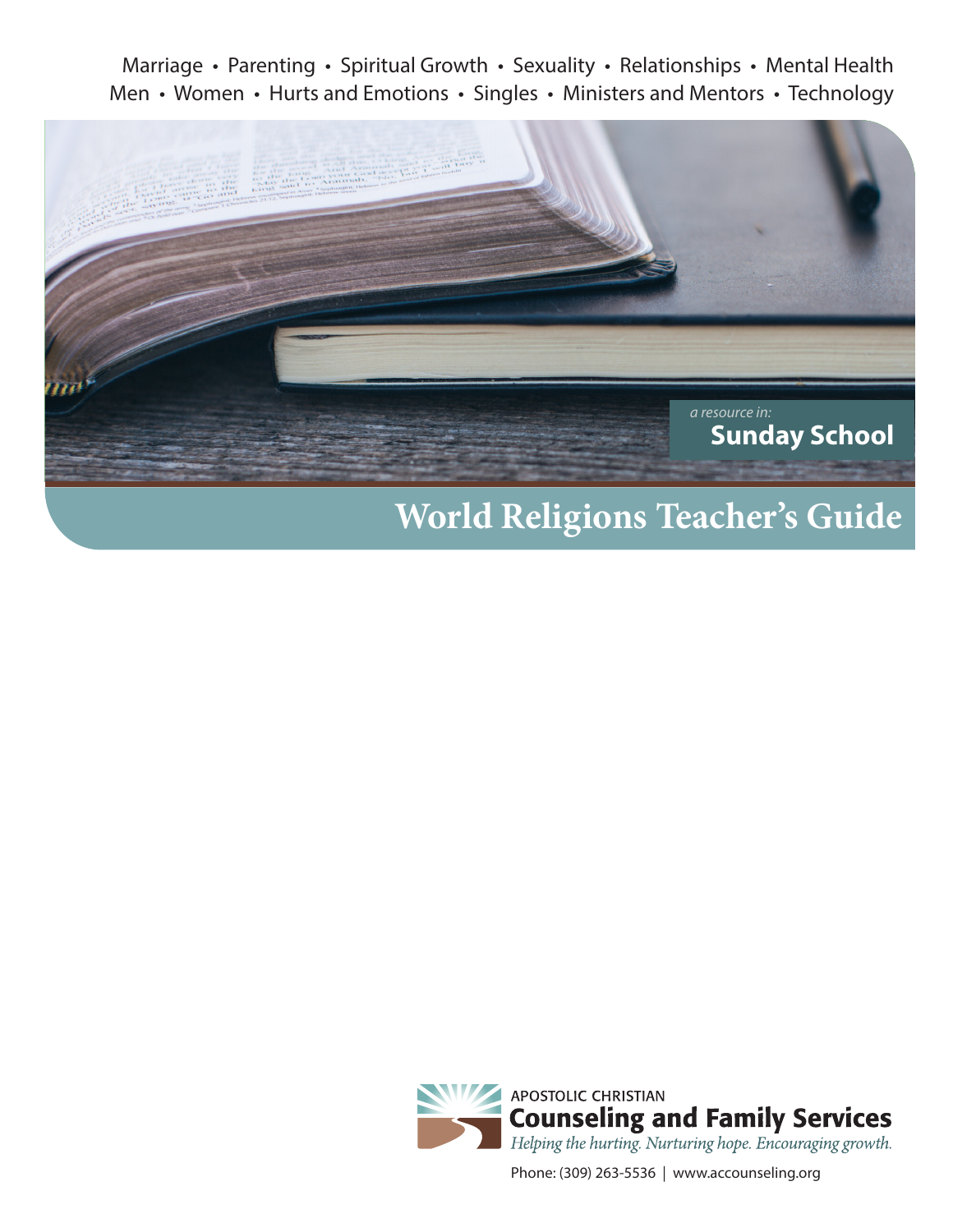Marriage • Parenting • Spiritual Growth • Sexuality • Relationships • Mental Health
Men • Women • Hurts and Emotions • Singles • Ministers and Mentors • Technology

*a resource in:*
**Sunday School**

# World Religions Teacher's Guide

APOSTOLIC CHRISTIAN
**Counseling and Family Services**
*Helping the hurting. Nurturing hope. Encouraging growth.*

Phone: (309) 263-5536 | www.accounseling.org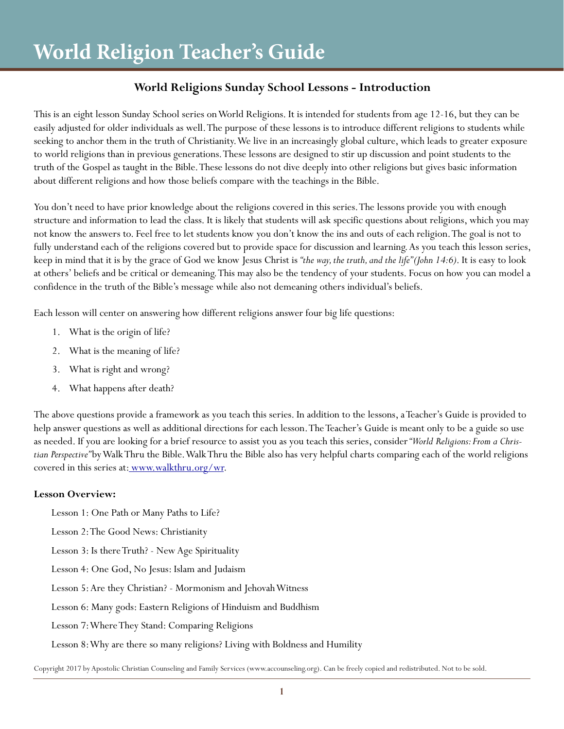# World Religion Teacher's Guide

## World Religions Sunday School Lessons - Introduction

This is an eight lesson Sunday School series on World Religions. It is intended for students from age 12-16, but they can be easily adjusted for older individuals as well. The purpose of these lessons is to introduce different religions to students while seeking to anchor them in the truth of Christianity. We live in an increasingly global culture, which leads to greater exposure to world religions than in previous generations. These lessons are designed to stir up discussion and point students to the truth of the Gospel as taught in the Bible. These lessons do not dive deeply into other religions but gives basic information about different religions and how those beliefs compare with the teachings in the Bible.

You don't need to have prior knowledge about the religions covered in this series. The lessons provide you with enough structure and information to lead the class. It is likely that students will ask specific questions about religions, which you may not know the answers to. Feel free to let students know you don't know the ins and outs of each religion. The goal is not to fully understand each of the religions covered but to provide space for discussion and learning. As you teach this lesson series, keep in mind that it is by the grace of God we know Jesus Christ is *"the way, the truth, and the life" (John 14:6)*. It is easy to look at others' beliefs and be critical or demeaning. This may also be the tendency of your students. Focus on how you can model a confidence in the truth of the Bible's message while also not demeaning others individual's beliefs.

Each lesson will center on answering how different religions answer four big life questions:

1. What is the origin of life?
2. What is the meaning of life?
3. What is right and wrong?
4. What happens after death?

The above questions provide a framework as you teach this series. In addition to the lessons, a Teacher's Guide is provided to help answer questions as well as additional directions for each lesson. The Teacher's Guide is meant only to be a guide so use as needed. If you are looking for a brief resource to assist you as you teach this series, consider *"World Religions: From a Christian Perspective"* by Walk Thru the Bible. Walk Thru the Bible also has very helpful charts comparing each of the world religions covered in this series at: www.walkthru.org/wr.

**Lesson Overview:**

- Lesson 1: One Path or Many Paths to Life?
- Lesson 2: The Good News: Christianity
- Lesson 3: Is there Truth? - New Age Spirituality
- Lesson 4: One God, No Jesus: Islam and Judaism
- Lesson 5: Are they Christian? - Mormonism and Jehovah Witness
- Lesson 6: Many gods: Eastern Religions of Hinduism and Buddhism
- Lesson 7: Where They Stand: Comparing Religions
- Lesson 8: Why are there so many religions? Living with Boldness and Humility

Copyright 2017 by Apostolic Christian Counseling and Family Services (www.accounseling.org). Can be freely copied and redistributed. Not to be sold.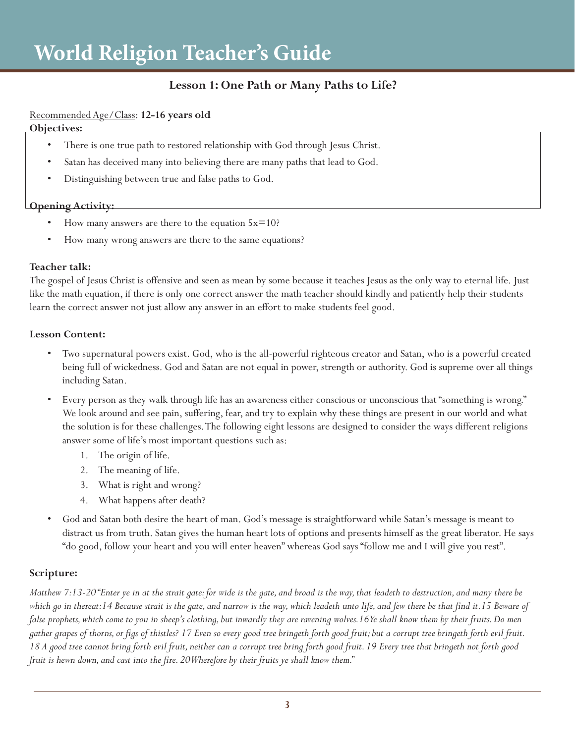# World Religion Teacher's Guide

## Lesson 1: One Path or Many Paths to Life?

Recommended Age/Class: **12-16 years old**

**Objectives:**

- There is one true path to restored relationship with God through Jesus Christ.
- Satan has deceived many into believing there are many paths that lead to God.
- Distinguishing between true and false paths to God.

**Opening Activity:**

- How many answers are there to the equation $5x=10$?
- How many wrong answers are there to the same equations?

**Teacher talk:**

The gospel of Jesus Christ is offensive and seen as mean by some because it teaches Jesus as the only way to eternal life. Just like the math equation, if there is only one correct answer the math teacher should kindly and patiently help their students learn the correct answer not just allow any answer in an effort to make students feel good.

**Lesson Content:**

- Two supernatural powers exist. God, who is the all-powerful righteous creator and Satan, who is a powerful created being full of wickedness. God and Satan are not equal in power, strength or authority. God is supreme over all things including Satan.
- Every person as they walk through life has an awareness either conscious or unconscious that "something is wrong." We look around and see pain, suffering, fear, and try to explain why these things are present in our world and what the solution is for these challenges. The following eight lessons are designed to consider the ways different religions answer some of life's most important questions such as:
  1. The origin of life.
  2. The meaning of life.
  3. What is right and wrong?
  4. What happens after death?
- God and Satan both desire the heart of man. God's message is straightforward while Satan's message is meant to distract us from truth. Satan gives the human heart lots of options and presents himself as the great liberator. He says "do good, follow your heart and you will enter heaven" whereas God says "follow me and I will give you rest".

**Scripture:**

*Matthew 7:13-20 "Enter ye in at the strait gate: for wide is the gate, and broad is the way, that leadeth to destruction, and many there be which go in thereat:14 Because strait is the gate, and narrow is the way, which leadeth unto life, and few there be that find it.15 Beware of false prophets, which come to you in sheep's clothing, but inwardly they are ravening wolves.16Ye shall know them by their fruits. Do men gather grapes of thorns, or figs of thistles? 17 Even so every good tree bringeth forth good fruit; but a corrupt tree bringeth forth evil fruit. 18 A good tree cannot bring forth evil fruit, neither can a corrupt tree bring forth good fruit. 19 Every tree that bringeth not forth good fruit is hewn down, and cast into the fire. 20Wherefore by their fruits ye shall know them."*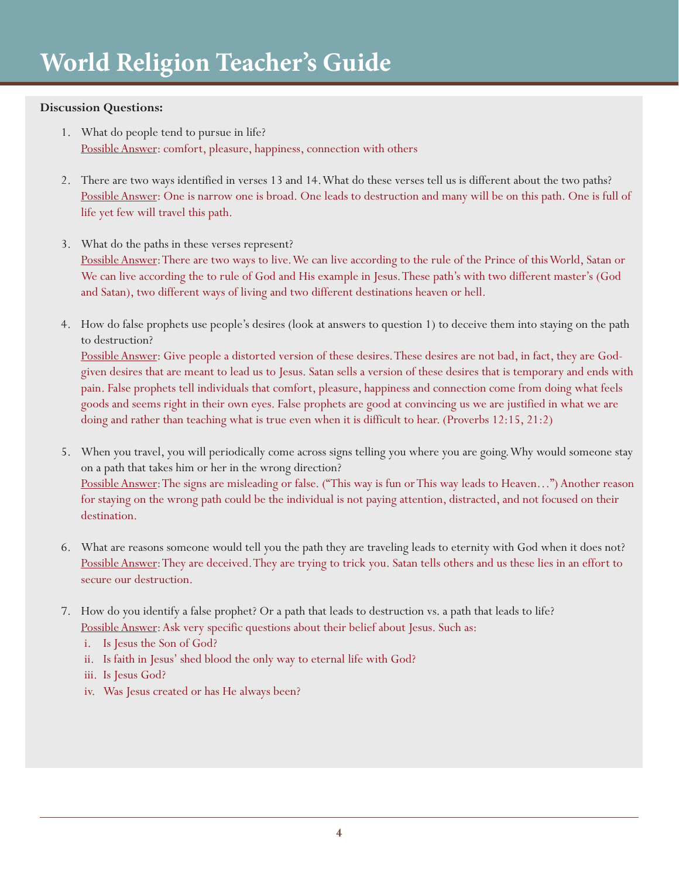# World Religion Teacher's Guide

**Discussion Questions:**

1. What do people tend to pursue in life?
   Possible Answer: comfort, pleasure, happiness, connection with others

2. There are two ways identified in verses 13 and 14. What do these verses tell us is different about the two paths?
   Possible Answer: One is narrow one is broad. One leads to destruction and many will be on this path. One is full of life yet few will travel this path.

3. What do the paths in these verses represent?
   Possible Answer: There are two ways to live. We can live according to the rule of the Prince of this World, Satan or We can live according the to rule of God and His example in Jesus. These path's with two different master's (God and Satan), two different ways of living and two different destinations heaven or hell.

4. How do false prophets use people's desires (look at answers to question 1) to deceive them into staying on the path to destruction?
   Possible Answer: Give people a distorted version of these desires. These desires are not bad, in fact, they are God-given desires that are meant to lead us to Jesus. Satan sells a version of these desires that is temporary and ends with pain. False prophets tell individuals that comfort, pleasure, happiness and connection come from doing what feels goods and seems right in their own eyes. False prophets are good at convincing us we are justified in what we are doing and rather than teaching what is true even when it is difficult to hear. (Proverbs 12:15, 21:2)

5. When you travel, you will periodically come across signs telling you where you are going. Why would someone stay on a path that takes him or her in the wrong direction?
   Possible Answer: The signs are misleading or false. ("This way is fun or This way leads to Heaven…") Another reason for staying on the wrong path could be the individual is not paying attention, distracted, and not focused on their destination.

6. What are reasons someone would tell you the path they are traveling leads to eternity with God when it does not?
   Possible Answer: They are deceived. They are trying to trick you. Satan tells others and us these lies in an effort to secure our destruction.

7. How do you identify a false prophet? Or a path that leads to destruction vs. a path that leads to life?
   Possible Answer: Ask very specific questions about their belief about Jesus. Such as:
   i. Is Jesus the Son of God?
   ii. Is faith in Jesus' shed blood the only way to eternal life with God?
   iii. Is Jesus God?
   iv. Was Jesus created or has He always been?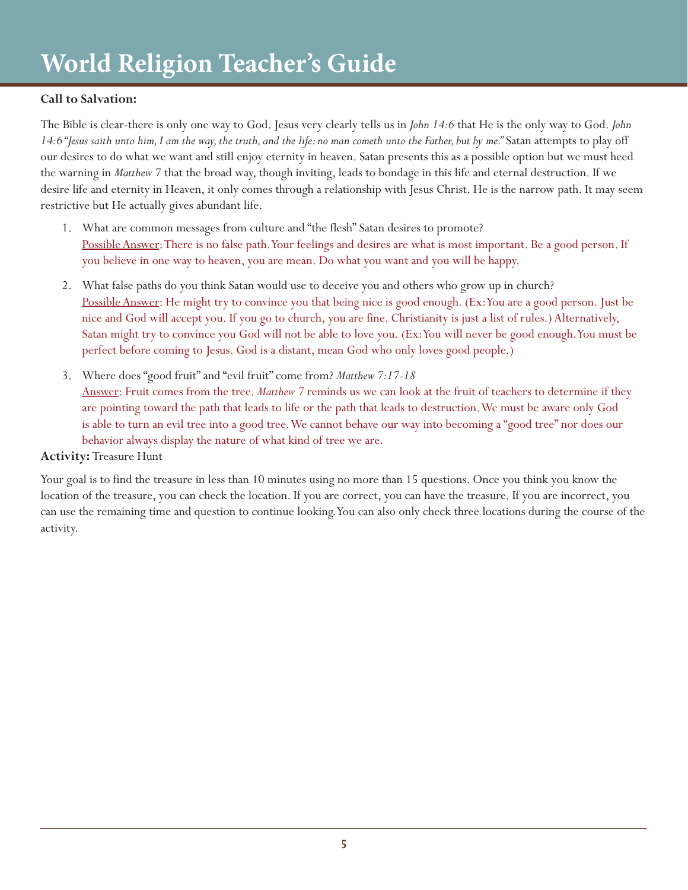**Call to Salvation:**

The Bible is clear-there is only one way to God. Jesus very clearly tells us in *John 14:6* that He is the only way to God. *John 14:6 "Jesus saith unto him, I am the way, the truth, and the life: no man cometh unto the Father, but by me."* Satan attempts to play off our desires to do what we want and still enjoy eternity in heaven. Satan presents this as a possible option but we must heed the warning in *Matthew 7* that the broad way, though inviting, leads to bondage in this life and eternal destruction. If we desire life and eternity in Heaven, it only comes through a relationship with Jesus Christ. He is the narrow path. It may seem restrictive but He actually gives abundant life.

1. What are common messages from culture and "the flesh" Satan desires to promote?
   Possible Answer: There is no false path. Your feelings and desires are what is most important. Be a good person. If you believe in one way to heaven, you are mean. Do what you want and you will be happy.

2. What false paths do you think Satan would use to deceive you and others who grow up in church?
   Possible Answer: He might try to convince you that being nice is good enough. (Ex: You are a good person. Just be nice and God will accept you. If you go to church, you are fine. Christianity is just a list of rules.) Alternatively, Satan might try to convince you God will not be able to love you. (Ex: You will never be good enough. You must be perfect before coming to Jesus. God is a distant, mean God who only loves good people.)

3. Where does "good fruit" and "evil fruit" come from? *Matthew 7:17-18*
   Answer: Fruit comes from the tree. *Matthew 7* reminds us we can look at the fruit of teachers to determine if they are pointing toward the path that leads to life or the path that leads to destruction. We must be aware only God is able to turn an evil tree into a good tree. We cannot behave our way into becoming a "good tree" nor does our behavior always display the nature of what kind of tree we are.

**Activity:** Treasure Hunt

Your goal is to find the treasure in less than 10 minutes using no more than 15 questions. Once you think you know the location of the treasure, you can check the location. If you are correct, you can have the treasure. If you are incorrect, you can use the remaining time and question to continue looking. You can also only check three locations during the course of the activity.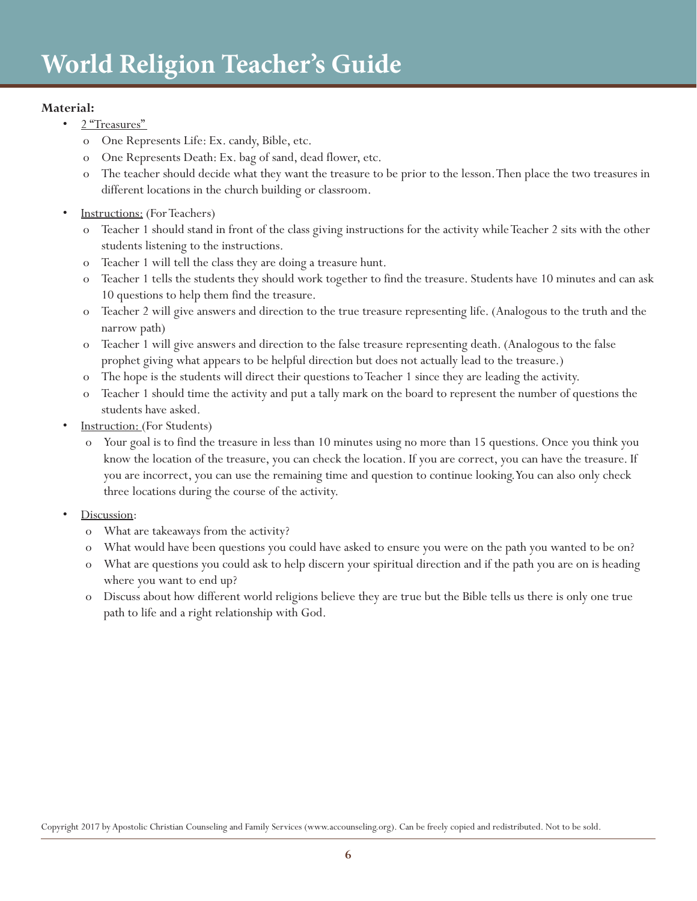# World Religion Teacher's Guide

**Material:**

- 2 "Treasures"
  - One Represents Life: Ex. candy, Bible, etc.
  - One Represents Death: Ex. bag of sand, dead flower, etc.
  - The teacher should decide what they want the treasure to be prior to the lesson. Then place the two treasures in different locations in the church building or classroom.
- Instructions: (For Teachers)
  - Teacher 1 should stand in front of the class giving instructions for the activity while Teacher 2 sits with the other students listening to the instructions.
  - Teacher 1 will tell the class they are doing a treasure hunt.
  - Teacher 1 tells the students they should work together to find the treasure. Students have 10 minutes and can ask 10 questions to help them find the treasure.
  - Teacher 2 will give answers and direction to the true treasure representing life. (Analogous to the truth and the narrow path)
  - Teacher 1 will give answers and direction to the false treasure representing death. (Analogous to the false prophet giving what appears to be helpful direction but does not actually lead to the treasure.)
  - The hope is the students will direct their questions to Teacher 1 since they are leading the activity.
  - Teacher 1 should time the activity and put a tally mark on the board to represent the number of questions the students have asked.
- Instruction: (For Students)
  - Your goal is to find the treasure in less than 10 minutes using no more than 15 questions. Once you think you know the location of the treasure, you can check the location. If you are correct, you can have the treasure. If you are incorrect, you can use the remaining time and question to continue looking. You can also only check three locations during the course of the activity.
- Discussion:
  - What are takeaways from the activity?
  - What would have been questions you could have asked to ensure you were on the path you wanted to be on?
  - What are questions you could ask to help discern your spiritual direction and if the path you are on is heading where you want to end up?
  - Discuss about how different world religions believe they are true but the Bible tells us there is only one true path to life and a right relationship with God.

Copyright 2017 by Apostolic Christian Counseling and Family Services (www.accounseling.org). Can be freely copied and redistributed. Not to be sold.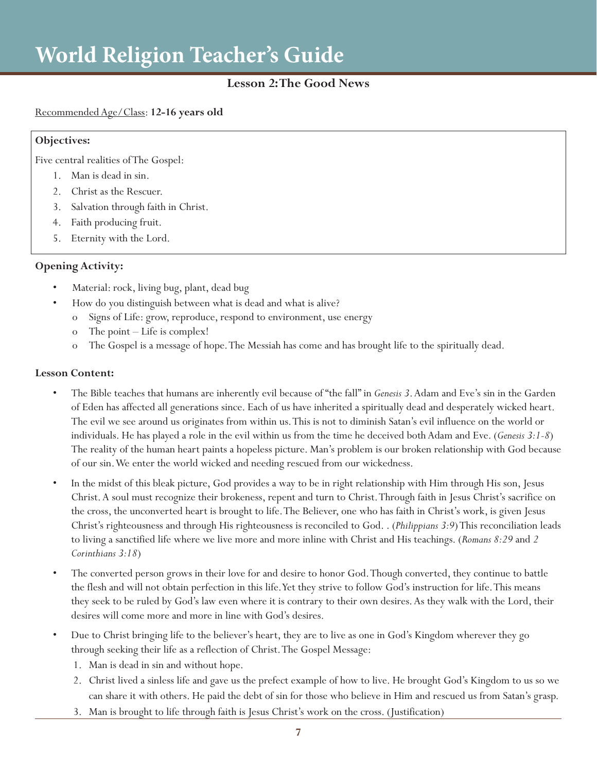# World Religion Teacher's Guide

## Lesson 2: The Good News

Recommended Age/Class: **12-16 years old**

**Objectives:**

Five central realities of The Gospel:

1. Man is dead in sin.
2. Christ as the Rescuer.
3. Salvation through faith in Christ.
4. Faith producing fruit.
5. Eternity with the Lord.

**Opening Activity:**

- Material: rock, living bug, plant, dead bug
- How do you distinguish between what is dead and what is alive?
  - Signs of Life: grow, reproduce, respond to environment, use energy
  - The point – Life is complex!
  - The Gospel is a message of hope. The Messiah has come and has brought life to the spiritually dead.

**Lesson Content:**

- The Bible teaches that humans are inherently evil because of "the fall" in *Genesis 3*. Adam and Eve's sin in the Garden of Eden has affected all generations since. Each of us have inherited a spiritually dead and desperately wicked heart. The evil we see around us originates from within us. This is not to diminish Satan's evil influence on the world or individuals. He has played a role in the evil within us from the time he deceived both Adam and Eve. (*Genesis 3:1-8*) The reality of the human heart paints a hopeless picture. Man's problem is our broken relationship with God because of our sin. We enter the world wicked and needing rescued from our wickedness.
- In the midst of this bleak picture, God provides a way to be in right relationship with Him through His son, Jesus Christ. A soul must recognize their brokeness, repent and turn to Christ. Through faith in Jesus Christ's sacrifice on the cross, the unconverted heart is brought to life. The Believer, one who has faith in Christ's work, is given Jesus Christ's righteousness and through His righteousness is reconciled to God. . (*Philippians 3:9*) This reconciliation leads to living a sanctified life where we live more and more inline with Christ and His teachings. (*Romans 8:29* and *2 Corinthians 3:18*)
- The converted person grows in their love for and desire to honor God. Though converted, they continue to battle the flesh and will not obtain perfection in this life. Yet they strive to follow God's instruction for life. This means they seek to be ruled by God's law even where it is contrary to their own desires. As they walk with the Lord, their desires will come more and more in line with God's desires.
- Due to Christ bringing life to the believer's heart, they are to live as one in God's Kingdom wherever they go through seeking their life as a reflection of Christ. The Gospel Message:
  1. Man is dead in sin and without hope.
  2. Christ lived a sinless life and gave us the prefect example of how to live. He brought God's Kingdom to us so we can share it with others. He paid the debt of sin for those who believe in Him and rescued us from Satan's grasp.
  3. Man is brought to life through faith is Jesus Christ's work on the cross. (Justification)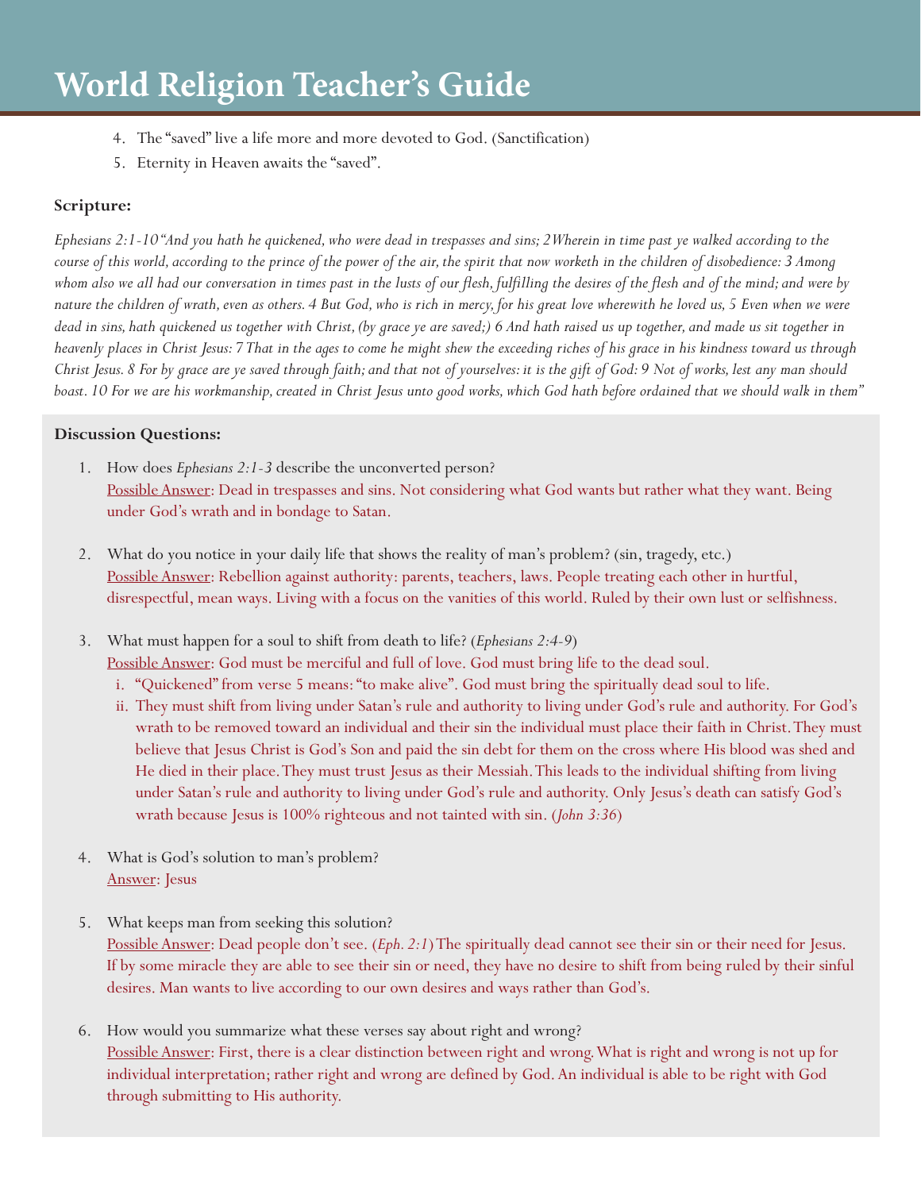4. The "saved" live a life more and more devoted to God. (Sanctification)
5. Eternity in Heaven awaits the "saved".

**Scripture:**

*Ephesians 2:1-10 "And you hath he quickened, who were dead in trespasses and sins; 2 Wherein in time past ye walked according to the course of this world, according to the prince of the power of the air, the spirit that now worketh in the children of disobedience: 3 Among whom also we all had our conversation in times past in the lusts of our flesh, fulfilling the desires of the flesh and of the mind; and were by nature the children of wrath, even as others. 4 But God, who is rich in mercy, for his great love wherewith he loved us, 5 Even when we were dead in sins, hath quickened us together with Christ, (by grace ye are saved;) 6 And hath raised us up together, and made us sit together in heavenly places in Christ Jesus: 7 That in the ages to come he might shew the exceeding riches of his grace in his kindness toward us through Christ Jesus. 8 For by grace are ye saved through faith; and that not of yourselves: it is the gift of God: 9 Not of works, lest any man should boast. 10 For we are his workmanship, created in Christ Jesus unto good works, which God hath before ordained that we should walk in them"*

**Discussion Questions:**

1. How does *Ephesians 2:1-3* describe the unconverted person?
   Possible Answer: Dead in trespasses and sins. Not considering what God wants but rather what they want. Being under God's wrath and in bondage to Satan.

2. What do you notice in your daily life that shows the reality of man's problem? (sin, tragedy, etc.)
   Possible Answer: Rebellion against authority: parents, teachers, laws. People treating each other in hurtful, disrespectful, mean ways. Living with a focus on the vanities of this world. Ruled by their own lust or selfishness.

3. What must happen for a soul to shift from death to life? (*Ephesians 2:4-9*)
   Possible Answer: God must be merciful and full of love. God must bring life to the dead soul.
   i. "Quickened" from verse 5 means: "to make alive". God must bring the spiritually dead soul to life.
   ii. They must shift from living under Satan's rule and authority to living under God's rule and authority. For God's wrath to be removed toward an individual and their sin the individual must place their faith in Christ. They must believe that Jesus Christ is God's Son and paid the sin debt for them on the cross where His blood was shed and He died in their place. They must trust Jesus as their Messiah. This leads to the individual shifting from living under Satan's rule and authority to living under God's rule and authority. Only Jesus's death can satisfy God's wrath because Jesus is 100% righteous and not tainted with sin. (*John 3:36*)

4. What is God's solution to man's problem?
   Answer: Jesus

5. What keeps man from seeking this solution?
   Possible Answer: Dead people don't see. (*Eph. 2:1*) The spiritually dead cannot see their sin or their need for Jesus. If by some miracle they are able to see their sin or need, they have no desire to shift from being ruled by their sinful desires. Man wants to live according to our own desires and ways rather than God's.

6. How would you summarize what these verses say about right and wrong?
   Possible Answer: First, there is a clear distinction between right and wrong. What is right and wrong is not up for individual interpretation; rather right and wrong are defined by God. An individual is able to be right with God through submitting to His authority.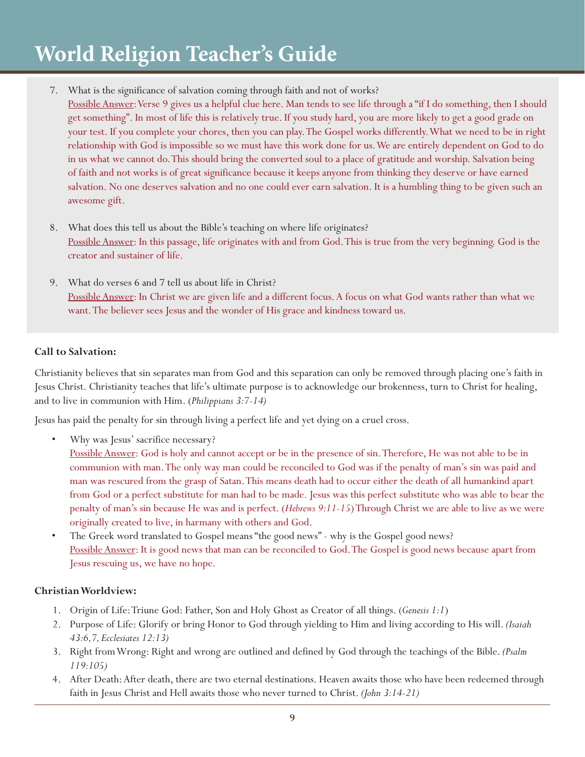7. What is the significance of salvation coming through faith and not of works?
   Possible Answer: Verse 9 gives us a helpful clue here. Man tends to see life through a "if I do something, then I should get something". In most of life this is relatively true. If you study hard, you are more likely to get a good grade on your test. If you complete your chores, then you can play. The Gospel works differently. What we need to be in right relationship with God is impossible so we must have this work done for us. We are entirely dependent on God to do in us what we cannot do. This should bring the converted soul to a place of gratitude and worship. Salvation being of faith and not works is of great significance because it keeps anyone from thinking they deserve or have earned salvation. No one deserves salvation and no one could ever earn salvation. It is a humbling thing to be given such an awesome gift.

8. What does this tell us about the Bible's teaching on where life originates?
   Possible Answer: In this passage, life originates with and from God. This is true from the very beginning. God is the creator and sustainer of life.

9. What do verses 6 and 7 tell us about life in Christ?
   Possible Answer: In Christ we are given life and a different focus. A focus on what God wants rather than what we want. The believer sees Jesus and the wonder of His grace and kindness toward us.

**Call to Salvation:**

Christianity believes that sin separates man from God and this separation can only be removed through placing one's faith in Jesus Christ. Christianity teaches that life's ultimate purpose is to acknowledge our brokenness, turn to Christ for healing, and to live in communion with Him. (*Philippians 3:7-14)*

Jesus has paid the penalty for sin through living a perfect life and yet dying on a cruel cross.

- Why was Jesus' sacrifice necessary?
  Possible Answer: God is holy and cannot accept or be in the presence of sin. Therefore, He was not able to be in communion with man. The only way man could be reconciled to God was if the penalty of man's sin was paid and man was rescured from the grasp of Satan. This means death had to occur either the death of all humankind apart from God or a perfect substitute for man had to be made. Jesus was this perfect substitute who was able to bear the penalty of man's sin because He was and is perfect. (*Hebrews 9:11-15*) Through Christ we are able to live as we were originally created to live, in harmany with others and God.
- The Greek word translated to Gospel means "the good news" - why is the Gospel good news?
  Possible Answer: It is good news that man can be reconciled to God. The Gospel is good news because apart from Jesus rescuing us, we have no hope.

**Christian Worldview:**

1. Origin of Life: Triune God: Father, Son and Holy Ghost as Creator of all things. (*Genesis 1:1*)
2. Purpose of Life: Glorify or bring Honor to God through yielding to Him and living according to His will. *(Isaiah 43:6,7, Ecclesiates 12:13)*
3. Right from Wrong: Right and wrong are outlined and defined by God through the teachings of the Bible. *(Psalm 119:105)*
4. After Death: After death, there are two eternal destinations. Heaven awaits those who have been redeemed through faith in Jesus Christ and Hell awaits those who never turned to Christ. *(John 3:14-21)*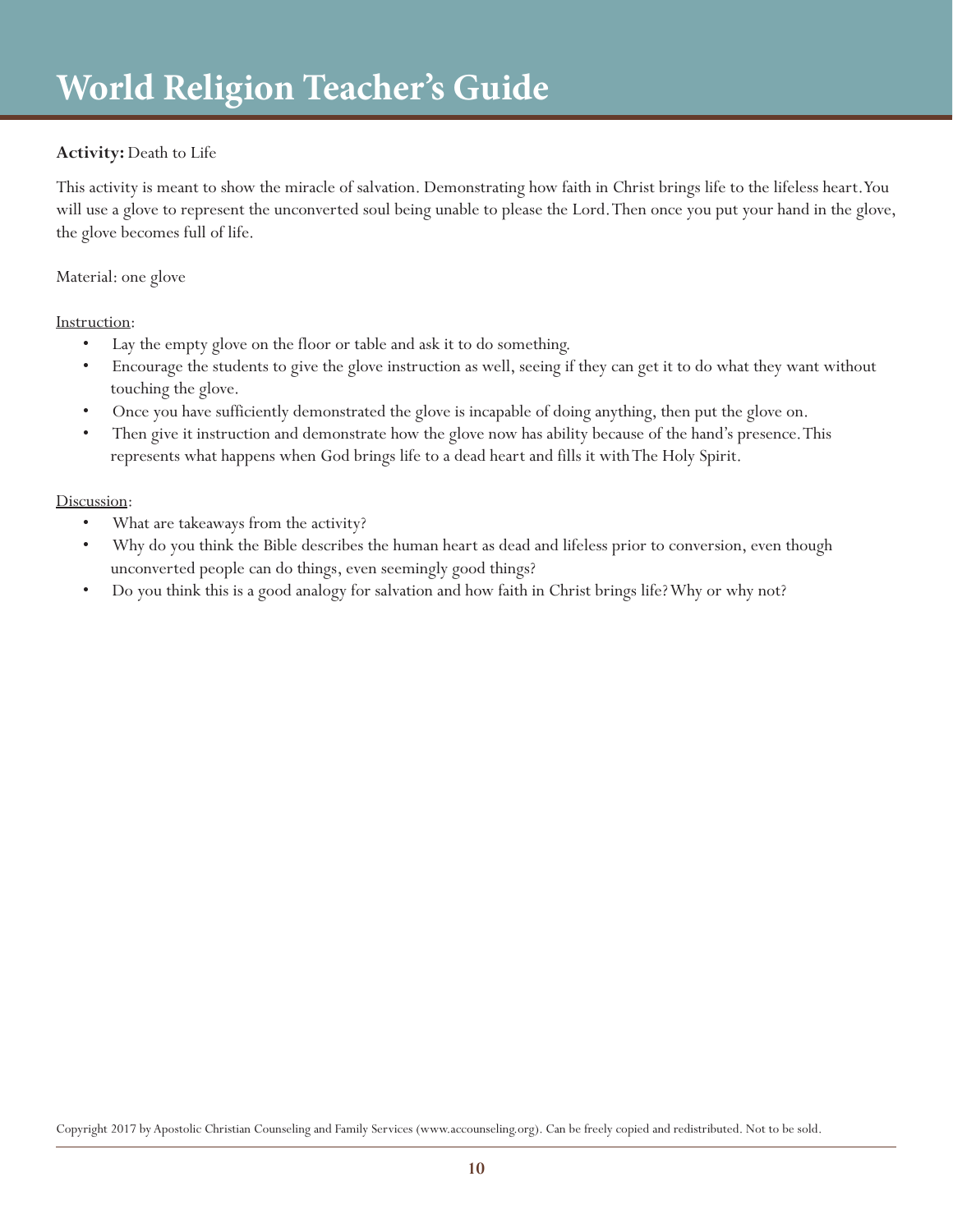# World Religion Teacher's Guide

**Activity:** Death to Life

This activity is meant to show the miracle of salvation. Demonstrating how faith in Christ brings life to the lifeless heart. You will use a glove to represent the unconverted soul being unable to please the Lord. Then once you put your hand in the glove, the glove becomes full of life.

Material: one glove

Instruction:

- Lay the empty glove on the floor or table and ask it to do something.
- Encourage the students to give the glove instruction as well, seeing if they can get it to do what they want without touching the glove.
- Once you have sufficiently demonstrated the glove is incapable of doing anything, then put the glove on.
- Then give it instruction and demonstrate how the glove now has ability because of the hand's presence. This represents what happens when God brings life to a dead heart and fills it with The Holy Spirit.

Discussion:

- What are takeaways from the activity?
- Why do you think the Bible describes the human heart as dead and lifeless prior to conversion, even though unconverted people can do things, even seemingly good things?
- Do you think this is a good analogy for salvation and how faith in Christ brings life? Why or why not?

Copyright 2017 by Apostolic Christian Counseling and Family Services (www.accounseling.org). Can be freely copied and redistributed. Not to be sold.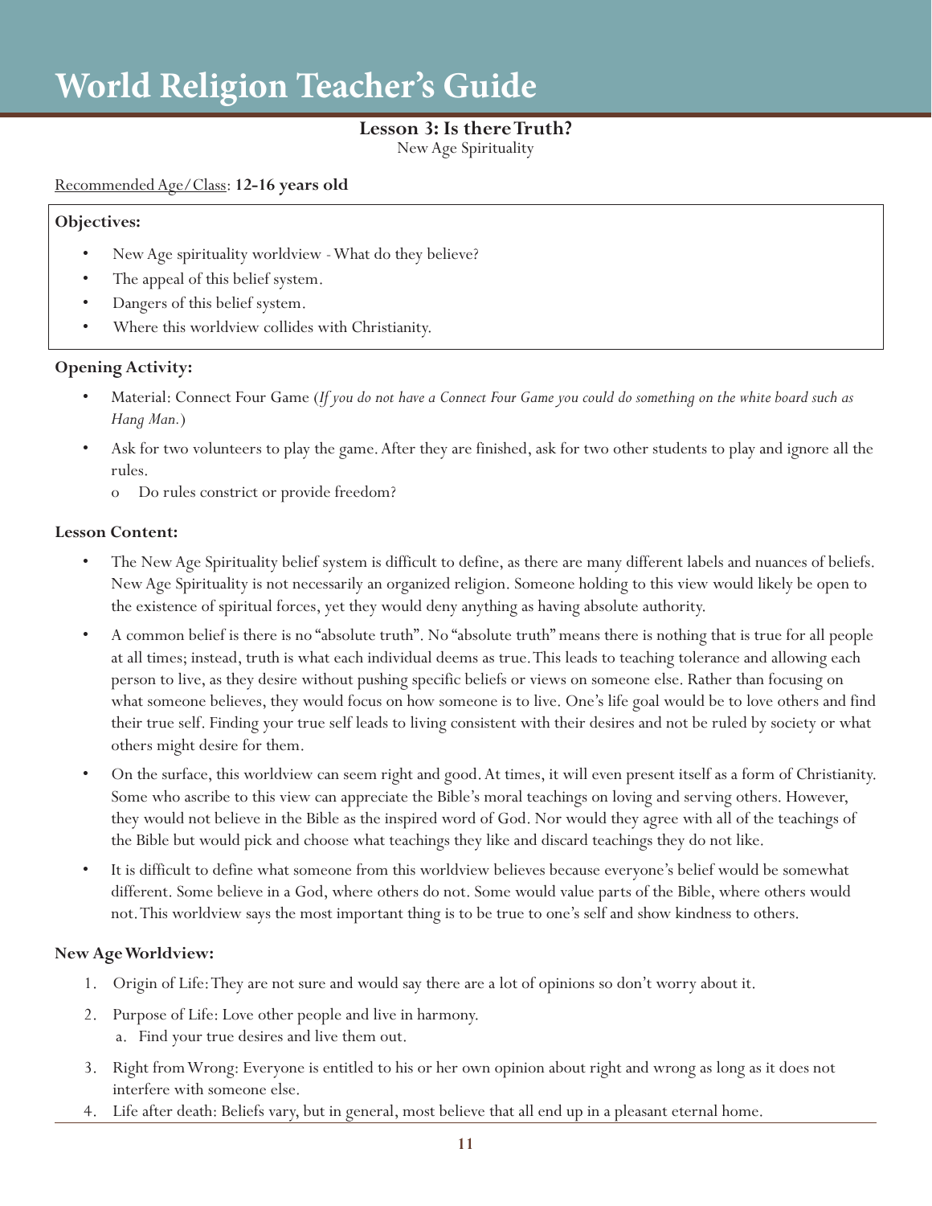# World Religion Teacher's Guide

### Lesson 3: Is there Truth?

New Age Spirituality

<u>Recommended Age/Class</u>: **12-16 years old**

**Objectives:**

- New Age spirituality worldview - What do they believe?
- The appeal of this belief system.
- Dangers of this belief system.
- Where this worldview collides with Christianity.

**Opening Activity:**

- Material: Connect Four Game (*If you do not have a Connect Four Game you could do something on the white board such as Hang Man.*)
- Ask for two volunteers to play the game. After they are finished, ask for two other students to play and ignore all the rules.
  - o Do rules constrict or provide freedom?

**Lesson Content:**

- The New Age Spirituality belief system is difficult to define, as there are many different labels and nuances of beliefs. New Age Spirituality is not necessarily an organized religion. Someone holding to this view would likely be open to the existence of spiritual forces, yet they would deny anything as having absolute authority.
- A common belief is there is no "absolute truth". No "absolute truth" means there is nothing that is true for all people at all times; instead, truth is what each individual deems as true. This leads to teaching tolerance and allowing each person to live, as they desire without pushing specific beliefs or views on someone else. Rather than focusing on what someone believes, they would focus on how someone is to live. One's life goal would be to love others and find their true self. Finding your true self leads to living consistent with their desires and not be ruled by society or what others might desire for them.
- On the surface, this worldview can seem right and good. At times, it will even present itself as a form of Christianity. Some who ascribe to this view can appreciate the Bible's moral teachings on loving and serving others. However, they would not believe in the Bible as the inspired word of God. Nor would they agree with all of the teachings of the Bible but would pick and choose what teachings they like and discard teachings they do not like.
- It is difficult to define what someone from this worldview believes because everyone's belief would be somewhat different. Some believe in a God, where others do not. Some would value parts of the Bible, where others would not. This worldview says the most important thing is to be true to one's self and show kindness to others.

**New Age Worldview:**

1. Origin of Life: They are not sure and would say there are a lot of opinions so don't worry about it.
2. Purpose of Life: Love other people and live in harmony.
   a. Find your true desires and live them out.
3. Right from Wrong: Everyone is entitled to his or her own opinion about right and wrong as long as it does not interfere with someone else.
4. Life after death: Beliefs vary, but in general, most believe that all end up in a pleasant eternal home.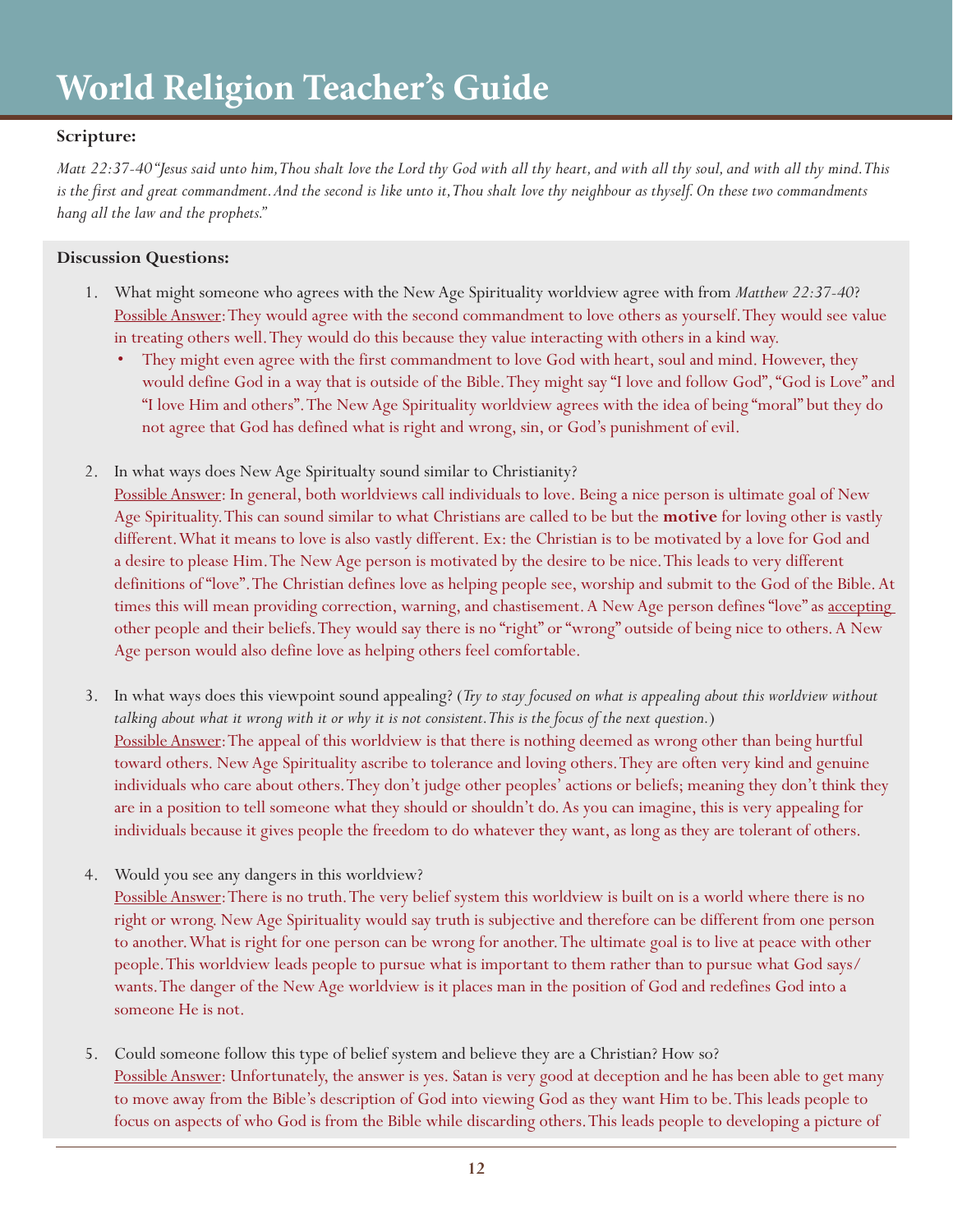# World Religion Teacher's Guide

**Scripture:**

*Matt 22:37-40 "Jesus said unto him, Thou shalt love the Lord thy God with all thy heart, and with all thy soul, and with all thy mind. This is the first and great commandment. And the second is like unto it, Thou shalt love thy neighbour as thyself. On these two commandments hang all the law and the prophets."*

**Discussion Questions:**

1. What might someone who agrees with the New Age Spirituality worldview agree with from *Matthew 22:37-40*?
   Possible Answer: They would agree with the second commandment to love others as yourself. They would see value in treating others well. They would do this because they value interacting with others in a kind way.
   - They might even agree with the first commandment to love God with heart, soul and mind. However, they would define God in a way that is outside of the Bible. They might say "I love and follow God", "God is Love" and "I love Him and others". The New Age Spirituality worldview agrees with the idea of being "moral" but they do not agree that God has defined what is right and wrong, sin, or God's punishment of evil.

2. In what ways does New Age Spiritualty sound similar to Christianity?
   Possible Answer: In general, both worldviews call individuals to love. Being a nice person is ultimate goal of New Age Spirituality. This can sound similar to what Christians are called to be but the **motive** for loving other is vastly different. What it means to love is also vastly different. Ex: the Christian is to be motivated by a love for God and a desire to please Him. The New Age person is motivated by the desire to be nice. This leads to very different definitions of "love". The Christian defines love as helping people see, worship and submit to the God of the Bible. At times this will mean providing correction, warning, and chastisement. A New Age person defines "love" as accepting other people and their beliefs. They would say there is no "right" or "wrong" outside of being nice to others. A New Age person would also define love as helping others feel comfortable.

3. In what ways does this viewpoint sound appealing? (*Try to stay focused on what is appealing about this worldview without talking about what it wrong with it or why it is not consistent. This is the focus of the next question.*)
   Possible Answer: The appeal of this worldview is that there is nothing deemed as wrong other than being hurtful toward others. New Age Spirituality ascribe to tolerance and loving others. They are often very kind and genuine individuals who care about others. They don't judge other peoples' actions or beliefs; meaning they don't think they are in a position to tell someone what they should or shouldn't do. As you can imagine, this is very appealing for individuals because it gives people the freedom to do whatever they want, as long as they are tolerant of others.

4. Would you see any dangers in this worldview?
   Possible Answer: There is no truth. The very belief system this worldview is built on is a world where there is no right or wrong. New Age Spirituality would say truth is subjective and therefore can be different from one person to another. What is right for one person can be wrong for another. The ultimate goal is to live at peace with other people. This worldview leads people to pursue what is important to them rather than to pursue what God says/wants. The danger of the New Age worldview is it places man in the position of God and redefines God into a someone He is not.

5. Could someone follow this type of belief system and believe they are a Christian? How so?
   Possible Answer: Unfortunately, the answer is yes. Satan is very good at deception and he has been able to get many to move away from the Bible's description of God into viewing God as they want Him to be. This leads people to focus on aspects of who God is from the Bible while discarding others. This leads people to developing a picture of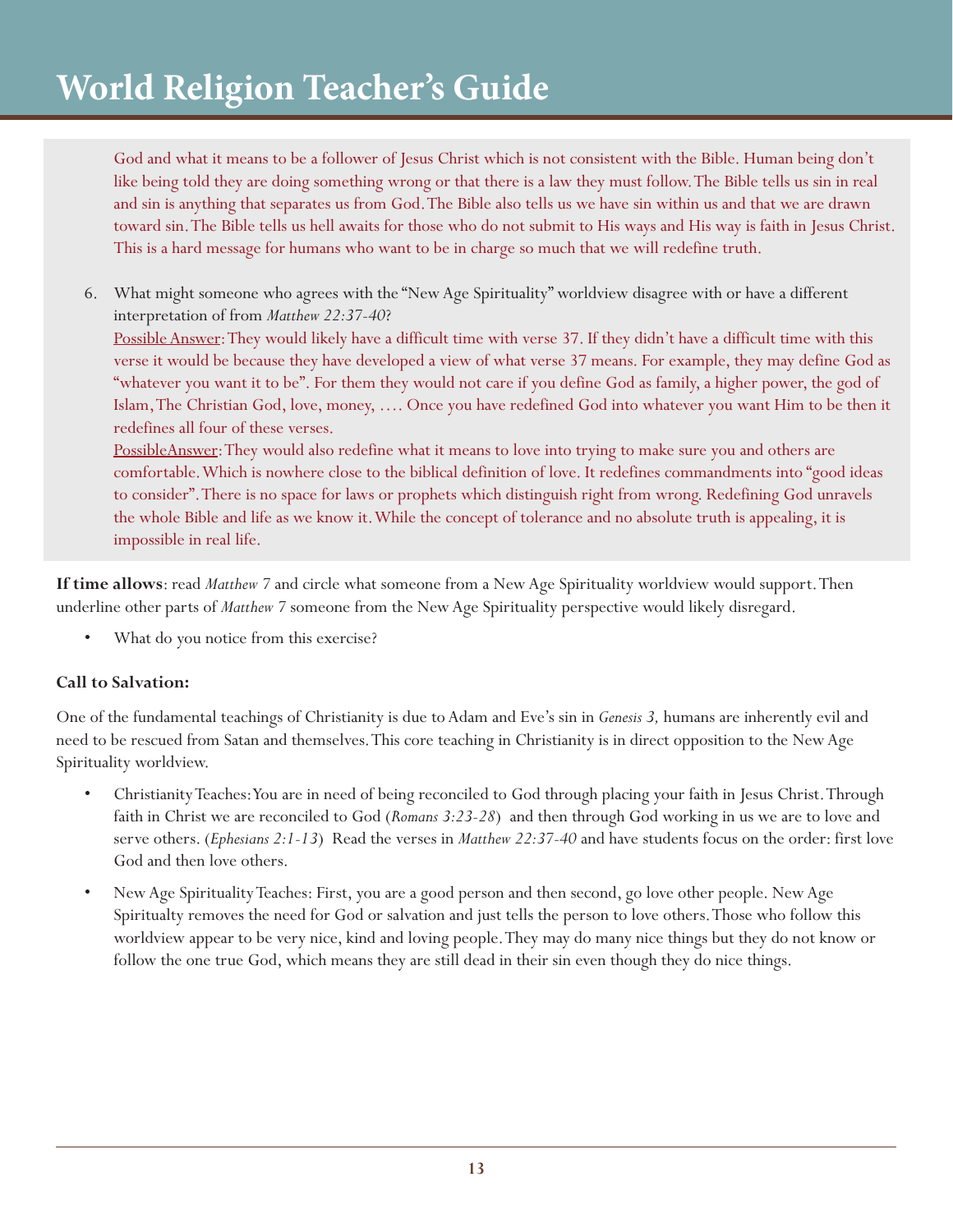God and what it means to be a follower of Jesus Christ which is not consistent with the Bible. Human being don't like being told they are doing something wrong or that there is a law they must follow. The Bible tells us sin in real and sin is anything that separates us from God. The Bible also tells us we have sin within us and that we are drawn toward sin. The Bible tells us hell awaits for those who do not submit to His ways and His way is faith in Jesus Christ. This is a hard message for humans who want to be in charge so much that we will redefine truth.

6. What might someone who agrees with the "New Age Spirituality" worldview disagree with or have a different interpretation of from *Matthew 22:37-40*?
   Possible Answer: They would likely have a difficult time with verse 37. If they didn't have a difficult time with this verse it would be because they have developed a view of what verse 37 means. For example, they may define God as "whatever you want it to be". For them they would not care if you define God as family, a higher power, the god of Islam, The Christian God, love, money, .... Once you have redefined God into whatever you want Him to be then it redefines all four of these verses.
   PossibleAnswer: They would also redefine what it means to love into trying to make sure you and others are comfortable. Which is nowhere close to the biblical definition of love. It redefines commandments into "good ideas to consider". There is no space for laws or prophets which distinguish right from wrong. Redefining God unravels the whole Bible and life as we know it. While the concept of tolerance and no absolute truth is appealing, it is impossible in real life.

**If time allows**: read *Matthew* 7 and circle what someone from a New Age Spirituality worldview would support. Then underline other parts of *Matthew* 7 someone from the New Age Spirituality perspective would likely disregard.

- What do you notice from this exercise?

**Call to Salvation:**

One of the fundamental teachings of Christianity is due to Adam and Eve's sin in *Genesis 3,* humans are inherently evil and need to be rescued from Satan and themselves. This core teaching in Christianity is in direct opposition to the New Age Spirituality worldview.

- Christianity Teaches: You are in need of being reconciled to God through placing your faith in Jesus Christ. Through faith in Christ we are reconciled to God (*Romans 3:23-28*) and then through God working in us we are to love and serve others. (*Ephesians 2:1-13*) Read the verses in *Matthew 22:37-40* and have students focus on the order: first love God and then love others.
- New Age Spirituality Teaches: First, you are a good person and then second, go love other people. New Age Spiritualty removes the need for God or salvation and just tells the person to love others. Those who follow this worldview appear to be very nice, kind and loving people. They may do many nice things but they do not know or follow the one true God, which means they are still dead in their sin even though they do nice things.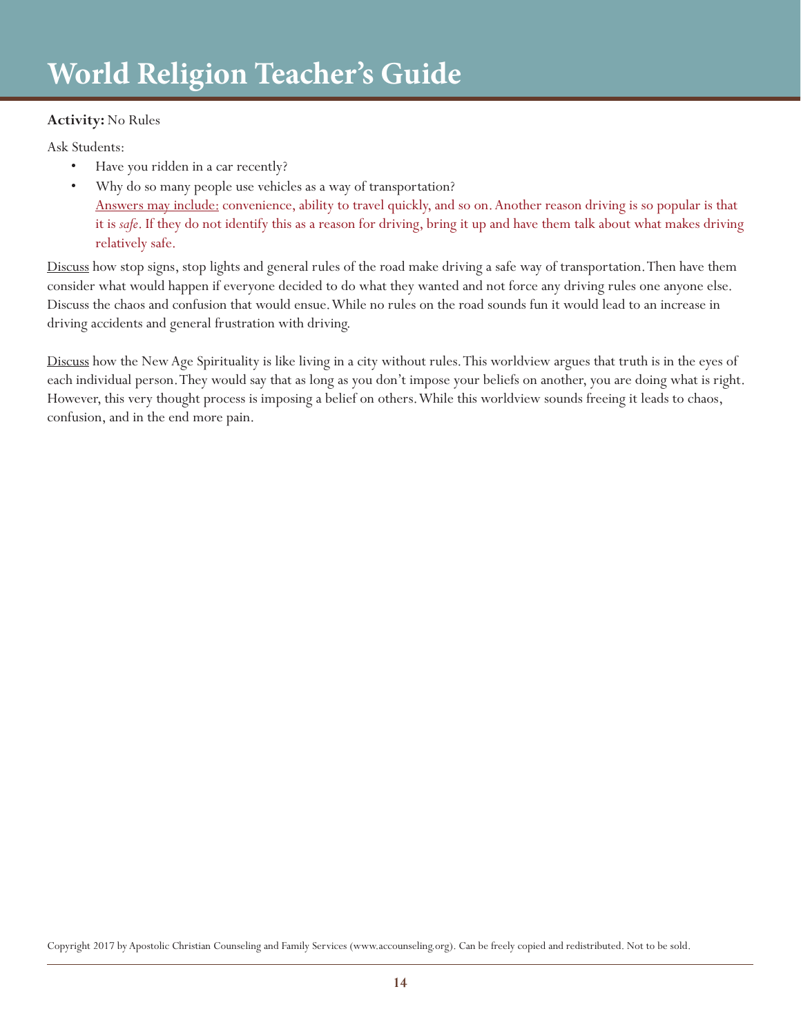**Activity:** No Rules

Ask Students:

- Have you ridden in a car recently?
- Why do so many people use vehicles as a way of transportation?
  Answers may include: convenience, ability to travel quickly, and so on. Another reason driving is so popular is that it is *safe*. If they do not identify this as a reason for driving, bring it up and have them talk about what makes driving relatively safe.

Discuss how stop signs, stop lights and general rules of the road make driving a safe way of transportation. Then have them consider what would happen if everyone decided to do what they wanted and not force any driving rules one anyone else. Discuss the chaos and confusion that would ensue. While no rules on the road sounds fun it would lead to an increase in driving accidents and general frustration with driving.

Discuss how the New Age Spirituality is like living in a city without rules. This worldview argues that truth is in the eyes of each individual person. They would say that as long as you don't impose your beliefs on another, you are doing what is right. However, this very thought process is imposing a belief on others. While this worldview sounds freeing it leads to chaos, confusion, and in the end more pain.

Copyright 2017 by Apostolic Christian Counseling and Family Services (www.accounseling.org). Can be freely copied and redistributed. Not to be sold.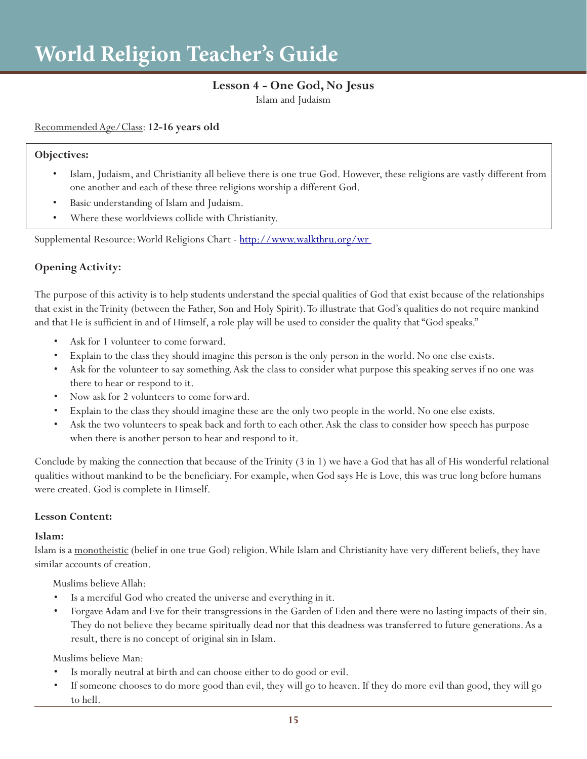# World Religion Teacher's Guide

## Lesson 4 - One God, No Jesus

Islam and Judaism

Recommended Age/Class: **12-16 years old**

**Objectives:**

- Islam, Judaism, and Christianity all believe there is one true God. However, these religions are vastly different from one another and each of these three religions worship a different God.
- Basic understanding of Islam and Judaism.
- Where these worldviews collide with Christianity.

Supplemental Resource: World Religions Chart - http://www.walkthru.org/wr

### Opening Activity:

The purpose of this activity is to help students understand the special qualities of God that exist because of the relationships that exist in the Trinity (between the Father, Son and Holy Spirit). To illustrate that God's qualities do not require mankind and that He is sufficient in and of Himself, a role play will be used to consider the quality that "God speaks."

- Ask for 1 volunteer to come forward.
- Explain to the class they should imagine this person is the only person in the world. No one else exists.
- Ask for the volunteer to say something. Ask the class to consider what purpose this speaking serves if no one was there to hear or respond to it.
- Now ask for 2 volunteers to come forward.
- Explain to the class they should imagine these are the only two people in the world. No one else exists.
- Ask the two volunteers to speak back and forth to each other. Ask the class to consider how speech has purpose when there is another person to hear and respond to it.

Conclude by making the connection that because of the Trinity (3 in 1) we have a God that has all of His wonderful relational qualities without mankind to be the beneficiary. For example, when God says He is Love, this was true long before humans were created. God is complete in Himself.

### Lesson Content:

#### Islam:

Islam is a monotheistic (belief in one true God) religion. While Islam and Christianity have very different beliefs, they have similar accounts of creation.

Muslims believe Allah:

- Is a merciful God who created the universe and everything in it.
- Forgave Adam and Eve for their transgressions in the Garden of Eden and there were no lasting impacts of their sin. They do not believe they became spiritually dead nor that this deadness was transferred to future generations. As a result, there is no concept of original sin in Islam.

Muslims believe Man:

- Is morally neutral at birth and can choose either to do good or evil.
- If someone chooses to do more good than evil, they will go to heaven. If they do more evil than good, they will go to hell.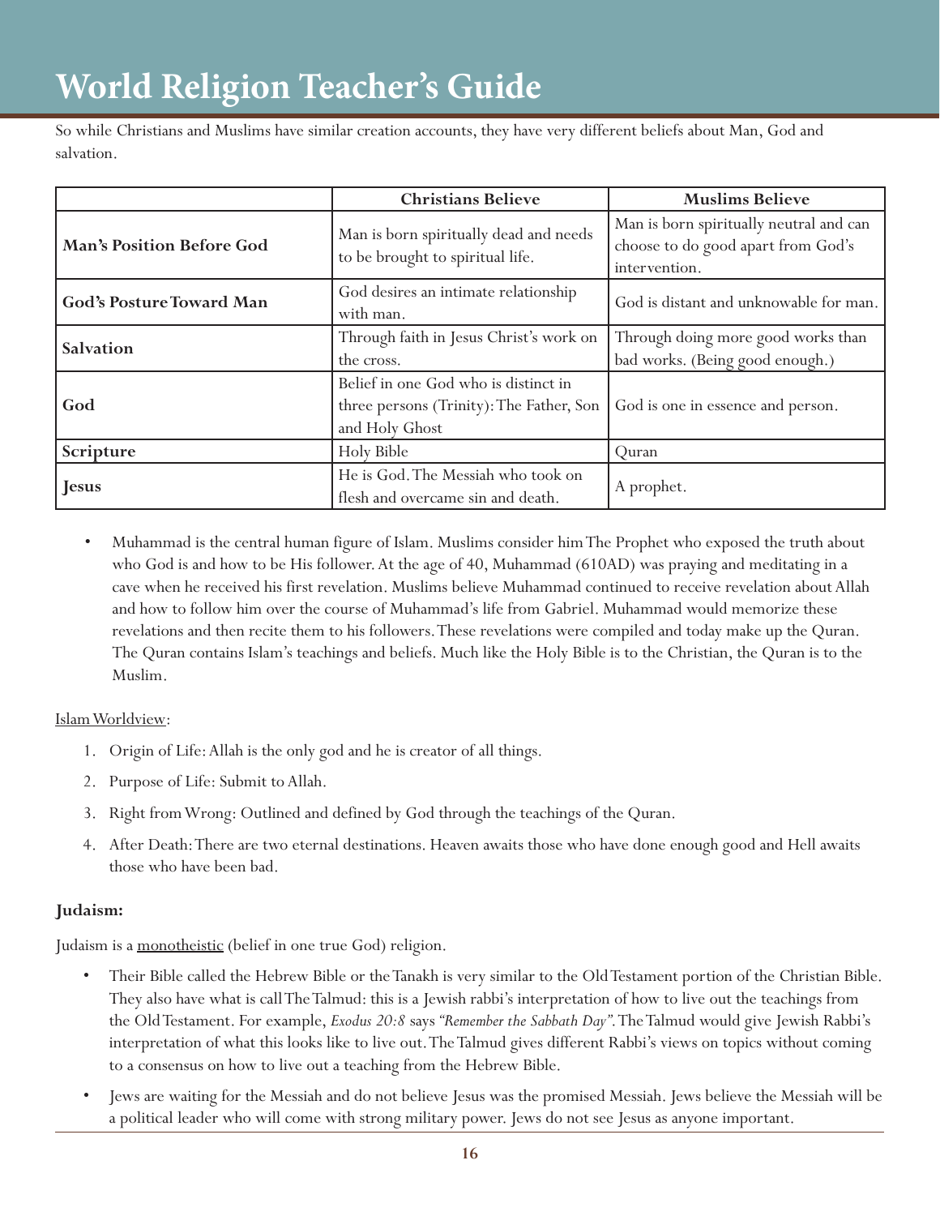So while Christians and Muslims have similar creation accounts, they have very different beliefs about Man, God and salvation.

| | Christians Believe | Muslims Believe |
|---|---|---|
| **Man's Position Before God** | Man is born spiritually dead and needs to be brought to spiritual life. | Man is born spiritually neutral and can choose to do good apart from God's intervention. |
| **God's Posture Toward Man** | God desires an intimate relationship with man. | God is distant and unknowable for man. |
| **Salvation** | Through faith in Jesus Christ's work on the cross. | Through doing more good works than bad works. (Being good enough.) |
| **God** | Belief in one God who is distinct in three persons (Trinity): The Father, Son and Holy Ghost | God is one in essence and person. |
| **Scripture** | Holy Bible | Quran |
| **Jesus** | He is God. The Messiah who took on flesh and overcame sin and death. | A prophet. |

- Muhammad is the central human figure of Islam. Muslims consider him The Prophet who exposed the truth about who God is and how to be His follower. At the age of 40, Muhammad (610AD) was praying and meditating in a cave when he received his first revelation. Muslims believe Muhammad continued to receive revelation about Allah and how to follow him over the course of Muhammad's life from Gabriel. Muhammad would memorize these revelations and then recite them to his followers. These revelations were compiled and today make up the Quran. The Quran contains Islam's teachings and beliefs. Much like the Holy Bible is to the Christian, the Quran is to the Muslim.

Islam Worldview:

1. Origin of Life: Allah is the only god and he is creator of all things.
2. Purpose of Life: Submit to Allah.
3. Right from Wrong: Outlined and defined by God through the teachings of the Quran.
4. After Death: There are two eternal destinations. Heaven awaits those who have done enough good and Hell awaits those who have been bad.

**Judaism:**

Judaism is a monotheistic (belief in one true God) religion.

- Their Bible called the Hebrew Bible or the Tanakh is very similar to the Old Testament portion of the Christian Bible. They also have what is call The Talmud: this is a Jewish rabbi's interpretation of how to live out the teachings from the Old Testament. For example, *Exodus 20:8* says *"Remember the Sabbath Day"*. The Talmud would give Jewish Rabbi's interpretation of what this looks like to live out. The Talmud gives different Rabbi's views on topics without coming to a consensus on how to live out a teaching from the Hebrew Bible.
- Jews are waiting for the Messiah and do not believe Jesus was the promised Messiah. Jews believe the Messiah will be a political leader who will come with strong military power. Jews do not see Jesus as anyone important.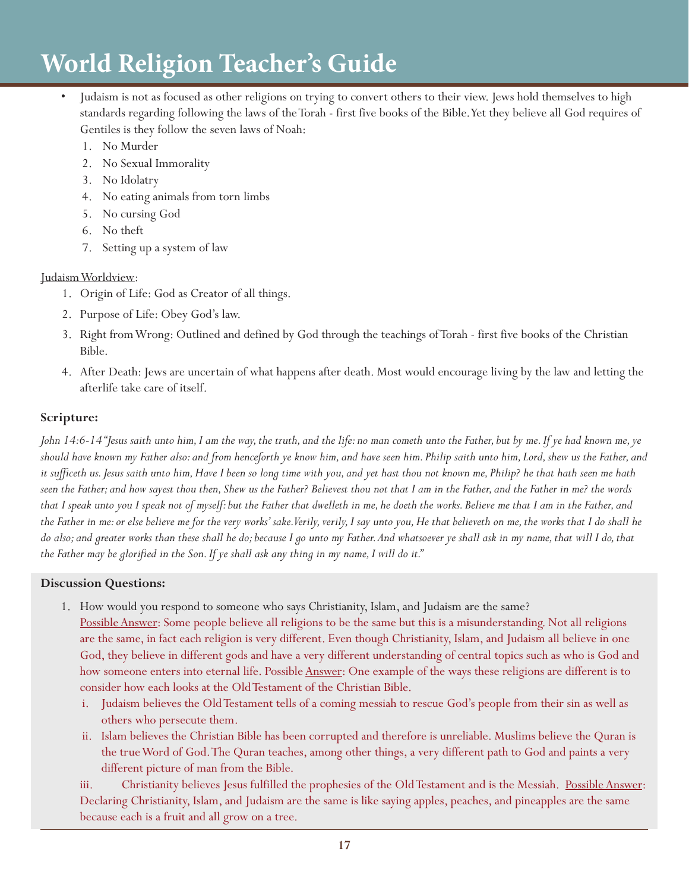- Judaism is not as focused as other religions on trying to convert others to their view. Jews hold themselves to high standards regarding following the laws of the Torah - first five books of the Bible. Yet they believe all God requires of Gentiles is they follow the seven laws of Noah:
  1. No Murder
  2. No Sexual Immorality
  3. No Idolatry
  4. No eating animals from torn limbs
  5. No cursing God
  6. No theft
  7. Setting up a system of law

Judaism Worldview:

1. Origin of Life: God as Creator of all things.
2. Purpose of Life: Obey God's law.
3. Right from Wrong: Outlined and defined by God through the teachings of Torah - first five books of the Christian Bible.
4. After Death: Jews are uncertain of what happens after death. Most would encourage living by the law and letting the afterlife take care of itself.

**Scripture:**

*John 14:6-14 "Jesus saith unto him, I am the way, the truth, and the life: no man cometh unto the Father, but by me. If ye had known me, ye should have known my Father also: and from henceforth ye know him, and have seen him. Philip saith unto him, Lord, shew us the Father, and it sufficeth us. Jesus saith unto him, Have I been so long time with you, and yet hast thou not known me, Philip? he that hath seen me hath seen the Father; and how sayest thou then, Shew us the Father? Believest thou not that I am in the Father, and the Father in me? the words that I speak unto you I speak not of myself: but the Father that dwelleth in me, he doeth the works. Believe me that I am in the Father, and the Father in me: or else believe me for the very works' sake. Verily, verily, I say unto you, He that believeth on me, the works that I do shall he do also; and greater works than these shall he do; because I go unto my Father. And whatsoever ye shall ask in my name, that will I do, that the Father may be glorified in the Son. If ye shall ask any thing in my name, I will do it."*

**Discussion Questions:**

1. How would you respond to someone who says Christianity, Islam, and Judaism are the same?
   Possible Answer: Some people believe all religions to be the same but this is a misunderstanding. Not all religions are the same, in fact each religion is very different. Even though Christianity, Islam, and Judaism all believe in one God, they believe in different gods and have a very different understanding of central topics such as who is God and how someone enters into eternal life. Possible Answer: One example of the ways these religions are different is to consider how each looks at the Old Testament of the Christian Bible.
   i. Judaism believes the Old Testament tells of a coming messiah to rescue God's people from their sin as well as others who persecute them.
   ii. Islam believes the Christian Bible has been corrupted and therefore is unreliable. Muslims believe the Quran is the true Word of God. The Quran teaches, among other things, a very different path to God and paints a very different picture of man from the Bible.
   iii. Christianity believes Jesus fulfilled the prophesies of the Old Testament and is the Messiah. Possible Answer: Declaring Christianity, Islam, and Judaism are the same is like saying apples, peaches, and pineapples are the same because each is a fruit and all grow on a tree.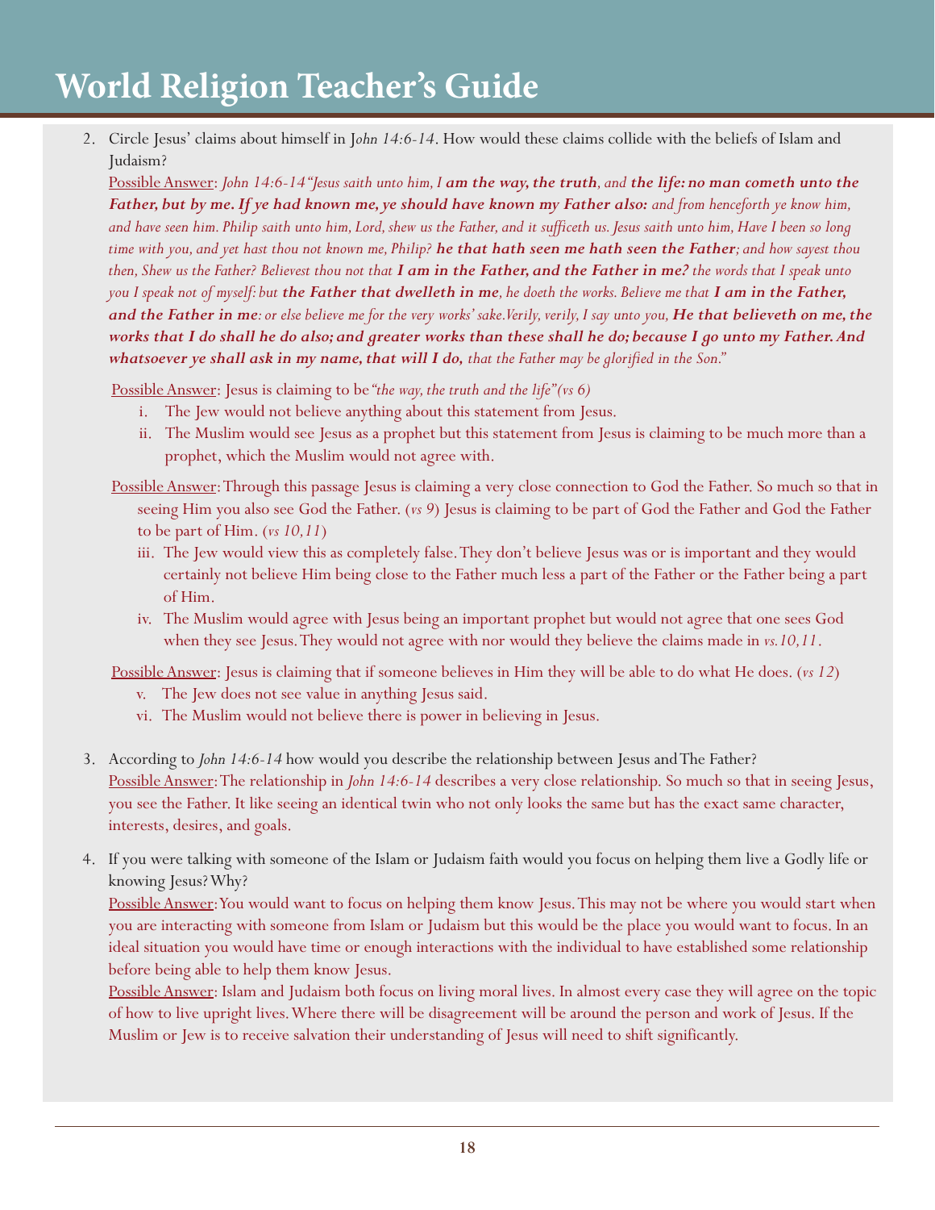2. Circle Jesus' claims about himself in J*ohn 14:6-14*. How would these claims collide with the beliefs of Islam and Judaism?

   Possible Answer: *John 14:6-14 "Jesus saith unto him, I* ***am the way, the truth****, and* ***the life: no man cometh unto the Father, but by me. If ye had known me, ye should have known my Father also:*** *and from henceforth ye know him, and have seen him. Philip saith unto him, Lord, shew us the Father, and it sufficeth us. Jesus saith unto him, Have I been so long time with you, and yet hast thou not known me, Philip?* ***he that hath seen me hath seen the Father****; and how sayest thou then, Shew us the Father? Believest thou not that* ***I am in the Father, and the Father in me?*** *the words that I speak unto you I speak not of myself: but* ***the Father that dwelleth in me****, he doeth the works. Believe me that* ***I am in the Father, and the Father in me****: or else believe me for the very works' sake.Verily, verily, I say unto you,* ***He that believeth on me, the works that I do shall he do also; and greater works than these shall he do; because I go unto my Father. And whatsoever ye shall ask in my name, that will I do,*** *that the Father may be glorified in the Son."*

   Possible Answer: Jesus is claiming to be *"the way, the truth and the life" (vs 6)*

   i. The Jew would not believe anything about this statement from Jesus.
   ii. The Muslim would see Jesus as a prophet but this statement from Jesus is claiming to be much more than a prophet, which the Muslim would not agree with.

   Possible Answer: Through this passage Jesus is claiming a very close connection to God the Father. So much so that in seeing Him you also see God the Father. (*vs 9*) Jesus is claiming to be part of God the Father and God the Father to be part of Him. (*vs 10,11*)

   iii. The Jew would view this as completely false. They don't believe Jesus was or is important and they would certainly not believe Him being close to the Father much less a part of the Father or the Father being a part of Him.
   iv. The Muslim would agree with Jesus being an important prophet but would not agree that one sees God when they see Jesus. They would not agree with nor would they believe the claims made in *vs.10,11*.

   Possible Answer: Jesus is claiming that if someone believes in Him they will be able to do what He does. (*vs 12*)

   v. The Jew does not see value in anything Jesus said.
   vi. The Muslim would not believe there is power in believing in Jesus.

3. According to *John 14:6-14* how would you describe the relationship between Jesus and The Father?

   Possible Answer: The relationship in *John 14:6-14* describes a very close relationship. So much so that in seeing Jesus, you see the Father. It like seeing an identical twin who not only looks the same but has the exact same character, interests, desires, and goals.

4. If you were talking with someone of the Islam or Judaism faith would you focus on helping them live a Godly life or knowing Jesus? Why?

   Possible Answer: You would want to focus on helping them know Jesus. This may not be where you would start when you are interacting with someone from Islam or Judaism but this would be the place you would want to focus. In an ideal situation you would have time or enough interactions with the individual to have established some relationship before being able to help them know Jesus.

   Possible Answer: Islam and Judaism both focus on living moral lives. In almost every case they will agree on the topic of how to live upright lives. Where there will be disagreement will be around the person and work of Jesus. If the Muslim or Jew is to receive salvation their understanding of Jesus will need to shift significantly.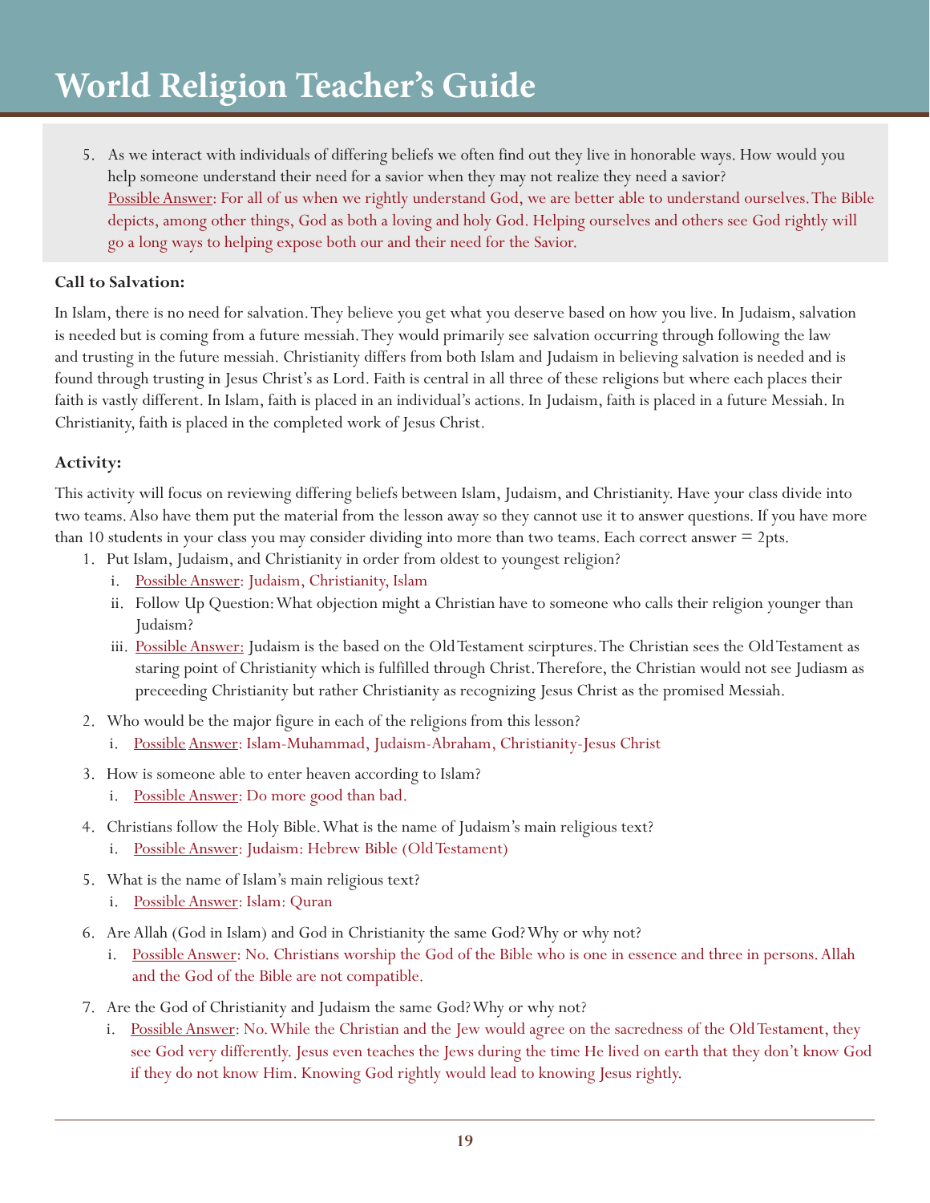# World Religion Teacher's Guide

5. As we interact with individuals of differing beliefs we often find out they live in honorable ways. How would you help someone understand their need for a savior when they may not realize they need a savior?
   Possible Answer: For all of us when we rightly understand God, we are better able to understand ourselves. The Bible depicts, among other things, God as both a loving and holy God. Helping ourselves and others see God rightly will go a long ways to helping expose both our and their need for the Savior.

**Call to Salvation:**

In Islam, there is no need for salvation. They believe you get what you deserve based on how you live. In Judaism, salvation is needed but is coming from a future messiah. They would primarily see salvation occurring through following the law and trusting in the future messiah. Christianity differs from both Islam and Judaism in believing salvation is needed and is found through trusting in Jesus Christ's as Lord. Faith is central in all three of these religions but where each places their faith is vastly different. In Islam, faith is placed in an individual's actions. In Judaism, faith is placed in a future Messiah. In Christianity, faith is placed in the completed work of Jesus Christ.

**Activity:**

This activity will focus on reviewing differing beliefs between Islam, Judaism, and Christianity. Have your class divide into two teams. Also have them put the material from the lesson away so they cannot use it to answer questions. If you have more than 10 students in your class you may consider dividing into more than two teams. Each correct answer = 2pts.

1. Put Islam, Judaism, and Christianity in order from oldest to youngest religion?
   i. Possible Answer: Judaism, Christianity, Islam
   ii. Follow Up Question: What objection might a Christian have to someone who calls their religion younger than Judaism?
   iii. Possible Answer: Judaism is the based on the Old Testament scirptures. The Christian sees the Old Testament as staring point of Christianity which is fulfilled through Christ. Therefore, the Christian would not see Judiasm as preceeding Christianity but rather Christianity as recognizing Jesus Christ as the promised Messiah.
2. Who would be the major figure in each of the religions from this lesson?
   i. Possible Answer: Islam-Muhammad, Judaism-Abraham, Christianity-Jesus Christ
3. How is someone able to enter heaven according to Islam?
   i. Possible Answer: Do more good than bad.
4. Christians follow the Holy Bible. What is the name of Judaism's main religious text?
   i. Possible Answer: Judaism: Hebrew Bible (Old Testament)
5. What is the name of Islam's main religious text?
   i. Possible Answer: Islam: Quran
6. Are Allah (God in Islam) and God in Christianity the same God? Why or why not?
   i. Possible Answer: No. Christians worship the God of the Bible who is one in essence and three in persons. Allah and the God of the Bible are not compatible.
7. Are the God of Christianity and Judaism the same God? Why or why not?
   i. Possible Answer: No. While the Christian and the Jew would agree on the sacredness of the Old Testament, they see God very differently. Jesus even teaches the Jews during the time He lived on earth that they don't know God if they do not know Him. Knowing God rightly would lead to knowing Jesus rightly.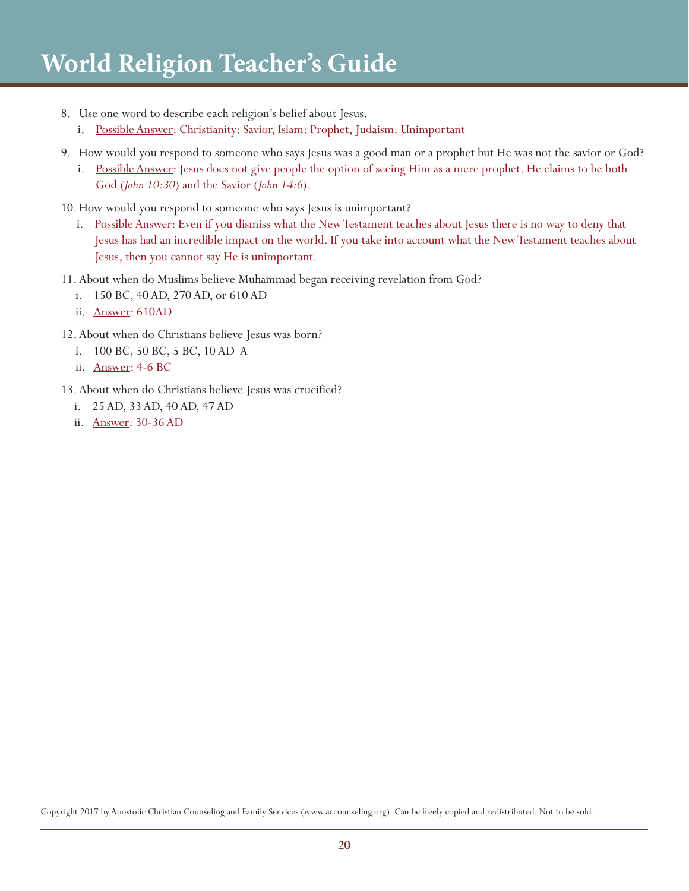8. Use one word to describe each religion's belief about Jesus.
   i. Possible Answer: Christianity: Savior, Islam: Prophet, Judaism: Unimportant
9. How would you respond to someone who says Jesus was a good man or a prophet but He was not the savior or God?
   i. Possible Answer: Jesus does not give people the option of seeing Him as a mere prophet. He claims to be both God (*John 10:30*) and the Savior (*John 14:6*).
10. How would you respond to someone who says Jesus is unimportant?
    i. Possible Answer: Even if you dismiss what the New Testament teaches about Jesus there is no way to deny that Jesus has had an incredible impact on the world. If you take into account what the New Testament teaches about Jesus, then you cannot say He is unimportant.
11. About when do Muslims believe Muhammad began receiving revelation from God?
    i. 150 BC, 40 AD, 270 AD, or 610 AD
    ii. Answer: 610AD
12. About when do Christians believe Jesus was born?
    i. 100 BC, 50 BC, 5 BC, 10 AD A
    ii. Answer: 4-6 BC
13. About when do Christians believe Jesus was crucified?
    i. 25 AD, 33 AD, 40 AD, 47 AD
    ii. Answer: 30-36 AD

Copyright 2017 by Apostolic Christian Counseling and Family Services (www.accounseling.org). Can be freely copied and redistributed. Not to be sold.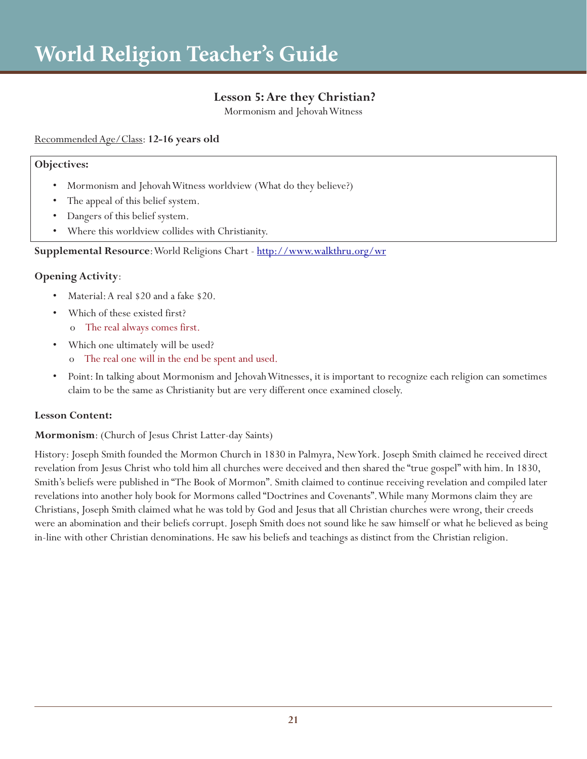# World Religion Teacher's Guide

## Lesson 5: Are they Christian?

Mormonism and Jehovah Witness

Recommended Age/Class: **12-16 years old**

**Objectives:**

- Mormonism and Jehovah Witness worldview (What do they believe?)
- The appeal of this belief system.
- Dangers of this belief system.
- Where this worldview collides with Christianity.

**Supplemental Resource**: World Religions Chart - [http://www.walkthru.org/wr](http://www.walkthru.org/wr)

**Opening Activity**:

- Material: A real $20 and a fake $20.
- Which of these existed first?
  - o The real always comes first.
- Which one ultimately will be used?
  - o The real one will in the end be spent and used.
- Point: In talking about Mormonism and Jehovah Witnesses, it is important to recognize each religion can sometimes claim to be the same as Christianity but are very different once examined closely.

**Lesson Content:**

**Mormonism**: (Church of Jesus Christ Latter-day Saints)

History: Joseph Smith founded the Mormon Church in 1830 in Palmyra, New York. Joseph Smith claimed he received direct revelation from Jesus Christ who told him all churches were deceived and then shared the "true gospel" with him. In 1830, Smith's beliefs were published in "The Book of Mormon". Smith claimed to continue receiving revelation and compiled later revelations into another holy book for Mormons called "Doctrines and Covenants". While many Mormons claim they are Christians, Joseph Smith claimed what he was told by God and Jesus that all Christian churches were wrong, their creeds were an abomination and their beliefs corrupt. Joseph Smith does not sound like he saw himself or what he believed as being in-line with other Christian denominations. He saw his beliefs and teachings as distinct from the Christian religion.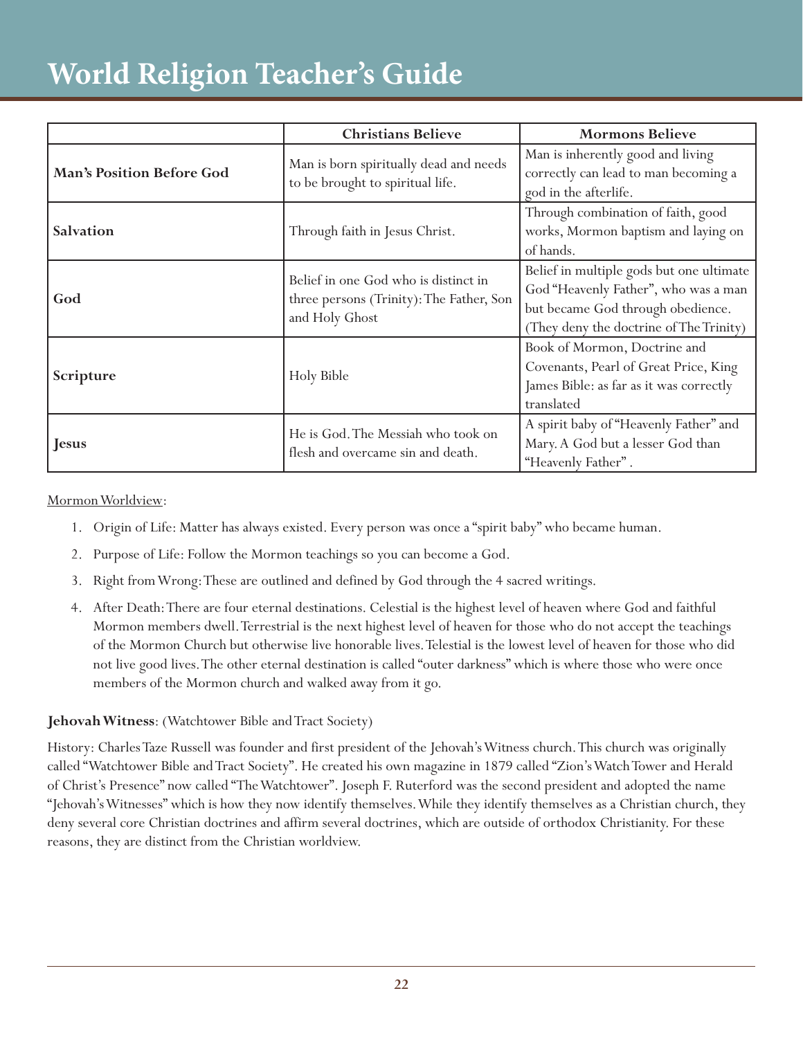| | Christians Believe | Mormons Believe |
|---|---|---|
| **Man's Position Before God** | Man is born spiritually dead and needs to be brought to spiritual life. | Man is inherently good and living correctly can lead to man becoming a god in the afterlife. |
| **Salvation** | Through faith in Jesus Christ. | Through combination of faith, good works, Mormon baptism and laying on of hands. |
| **God** | Belief in one God who is distinct in three persons (Trinity): The Father, Son and Holy Ghost | Belief in multiple gods but one ultimate God "Heavenly Father", who was a man but became God through obedience. (They deny the doctrine of The Trinity) |
| **Scripture** | Holy Bible | Book of Mormon, Doctrine and Covenants, Pearl of Great Price, King James Bible: as far as it was correctly translated |
| **Jesus** | He is God. The Messiah who took on flesh and overcame sin and death. | A spirit baby of "Heavenly Father" and Mary. A God but a lesser God than "Heavenly Father". |

<u>Mormon Worldview</u>:

1. Origin of Life: Matter has always existed. Every person was once a "spirit baby" who became human.
2. Purpose of Life: Follow the Mormon teachings so you can become a God.
3. Right from Wrong: These are outlined and defined by God through the 4 sacred writings.
4. After Death: There are four eternal destinations. Celestial is the highest level of heaven where God and faithful Mormon members dwell. Terrestrial is the next highest level of heaven for those who do not accept the teachings of the Mormon Church but otherwise live honorable lives. Telestial is the lowest level of heaven for those who did not live good lives. The other eternal destination is called "outer darkness" which is where those who were once members of the Mormon church and walked away from it go.

**Jehovah Witness**: (Watchtower Bible and Tract Society)

History: Charles Taze Russell was founder and first president of the Jehovah's Witness church. This church was originally called "Watchtower Bible and Tract Society". He created his own magazine in 1879 called "Zion's Watch Tower and Herald of Christ's Presence" now called "The Watchtower". Joseph F. Ruterford was the second president and adopted the name "Jehovah's Witnesses" which is how they now identify themselves. While they identify themselves as a Christian church, they deny several core Christian doctrines and affirm several doctrines, which are outside of orthodox Christianity. For these reasons, they are distinct from the Christian worldview.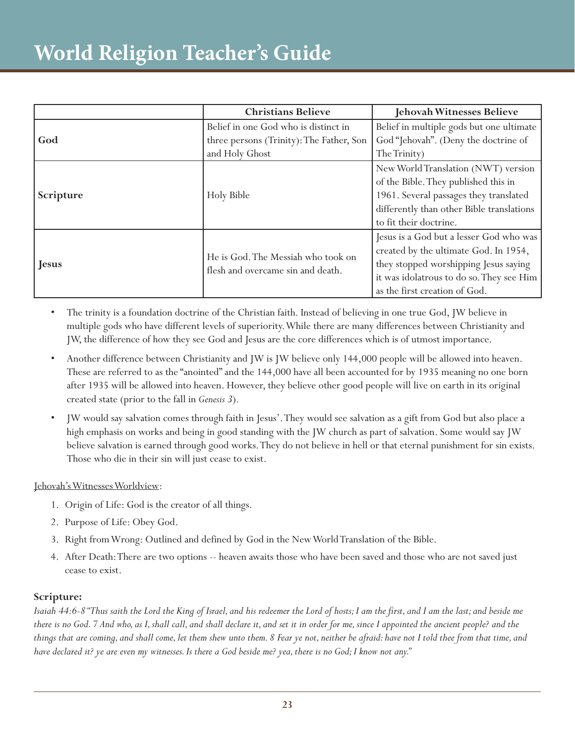|  | Christians Believe | Jehovah Witnesses Believe |
|---|---|---|
| God | Belief in one God who is distinct in three persons (Trinity): The Father, Son and Holy Ghost | Belief in multiple gods but one ultimate God "Jehovah". (Deny the doctrine of The Trinity) |
| Scripture | Holy Bible | New World Translation (NWT) version of the Bible. They published this in 1961. Several passages they translated differently than other Bible translations to fit their doctrine. |
| Jesus | He is God. The Messiah who took on flesh and overcame sin and death. | Jesus is a God but a lesser God who was created by the ultimate God. In 1954, they stopped worshipping Jesus saying it was idolatrous to do so. They see Him as the first creation of God. |

- The trinity is a foundation doctrine of the Christian faith. Instead of believing in one true God, JW believe in multiple gods who have different levels of superiority. While there are many differences between Christianity and JW, the difference of how they see God and Jesus are the core differences which is of utmost importance.
- Another difference between Christianity and JW is JW believe only 144,000 people will be allowed into heaven. These are referred to as the "anointed" and the 144,000 have all been accounted for by 1935 meaning no one born after 1935 will be allowed into heaven. However, they believe other good people will live on earth in its original created state (prior to the fall in *Genesis 3*).
- JW would say salvation comes through faith in Jesus'. They would see salvation as a gift from God but also place a high emphasis on works and being in good standing with the JW church as part of salvation. Some would say JW believe salvation is earned through good works. They do not believe in hell or that eternal punishment for sin exists. Those who die in their sin will just cease to exist.

<u>Jehovah's Witnesses Worldview</u>:

1. Origin of Life: God is the creator of all things.
2. Purpose of Life: Obey God.
3. Right from Wrong: Outlined and defined by God in the New World Translation of the Bible.
4. After Death: There are two options -- heaven awaits those who have been saved and those who are not saved just cease to exist.

**Scripture:**

*Isaiah 44:6-8 "Thus saith the Lord the King of Israel, and his redeemer the Lord of hosts; I am the first, and I am the last; and beside me there is no God. 7 And who, as I, shall call, and shall declare it, and set it in order for me, since I appointed the ancient people? and the things that are coming, and shall come, let them shew unto them. 8 Fear ye not, neither be afraid: have not I told thee from that time, and have declared it? ye are even my witnesses. Is there a God beside me? yea, there is no God; I know not any."*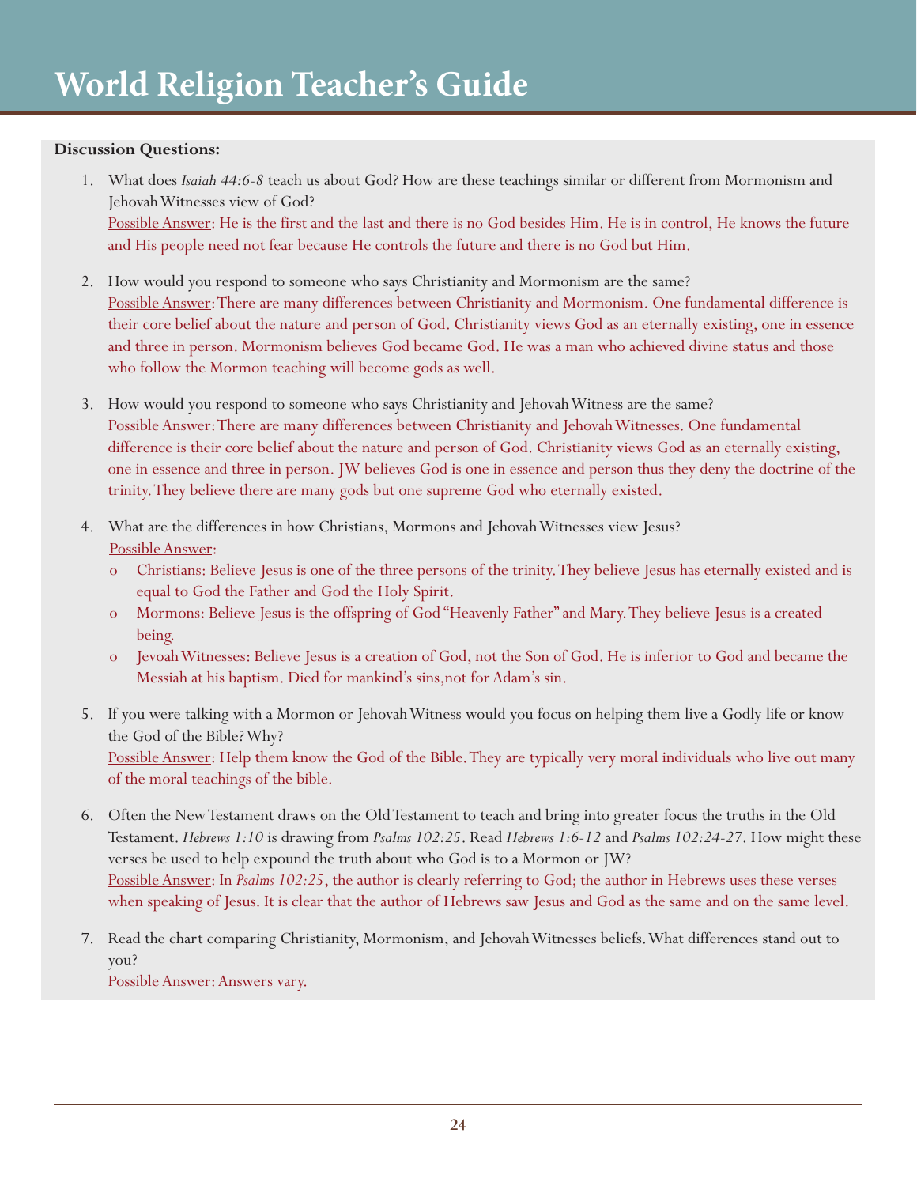# World Religion Teacher's Guide

**Discussion Questions:**

1. What does *Isaiah 44:6-8* teach us about God? How are these teachings similar or different from Mormonism and Jehovah Witnesses view of God?
   Possible Answer: He is the first and the last and there is no God besides Him. He is in control, He knows the future and His people need not fear because He controls the future and there is no God but Him.

2. How would you respond to someone who says Christianity and Mormonism are the same?
   Possible Answer: There are many differences between Christianity and Mormonism. One fundamental difference is their core belief about the nature and person of God. Christianity views God as an eternally existing, one in essence and three in person. Mormonism believes God became God. He was a man who achieved divine status and those who follow the Mormon teaching will become gods as well.

3. How would you respond to someone who says Christianity and Jehovah Witness are the same?
   Possible Answer: There are many differences between Christianity and Jehovah Witnesses. One fundamental difference is their core belief about the nature and person of God. Christianity views God as an eternally existing, one in essence and three in person. JW believes God is one in essence and person thus they deny the doctrine of the trinity. They believe there are many gods but one supreme God who eternally existed.

4. What are the differences in how Christians, Mormons and Jehovah Witnesses view Jesus?
   Possible Answer:
   - Christians: Believe Jesus is one of the three persons of the trinity. They believe Jesus has eternally existed and is equal to God the Father and God the Holy Spirit.
   - Mormons: Believe Jesus is the offspring of God "Heavenly Father" and Mary. They believe Jesus is a created being.
   - Jevoah Witnesses: Believe Jesus is a creation of God, not the Son of God. He is inferior to God and became the Messiah at his baptism. Died for mankind's sins,not for Adam's sin.

5. If you were talking with a Mormon or Jehovah Witness would you focus on helping them live a Godly life or know the God of the Bible? Why?
   Possible Answer: Help them know the God of the Bible. They are typically very moral individuals who live out many of the moral teachings of the bible.

6. Often the New Testament draws on the Old Testament to teach and bring into greater focus the truths in the Old Testament. *Hebrews 1:10* is drawing from *Psalms 102:25*. Read *Hebrews 1:6-12* and *Psalms 102:24-27*. How might these verses be used to help expound the truth about who God is to a Mormon or JW?
   Possible Answer: In *Psalms 102:25*, the author is clearly referring to God; the author in Hebrews uses these verses when speaking of Jesus. It is clear that the author of Hebrews saw Jesus and God as the same and on the same level.

7. Read the chart comparing Christianity, Mormonism, and Jehovah Witnesses beliefs. What differences stand out to you?
   Possible Answer: Answers vary.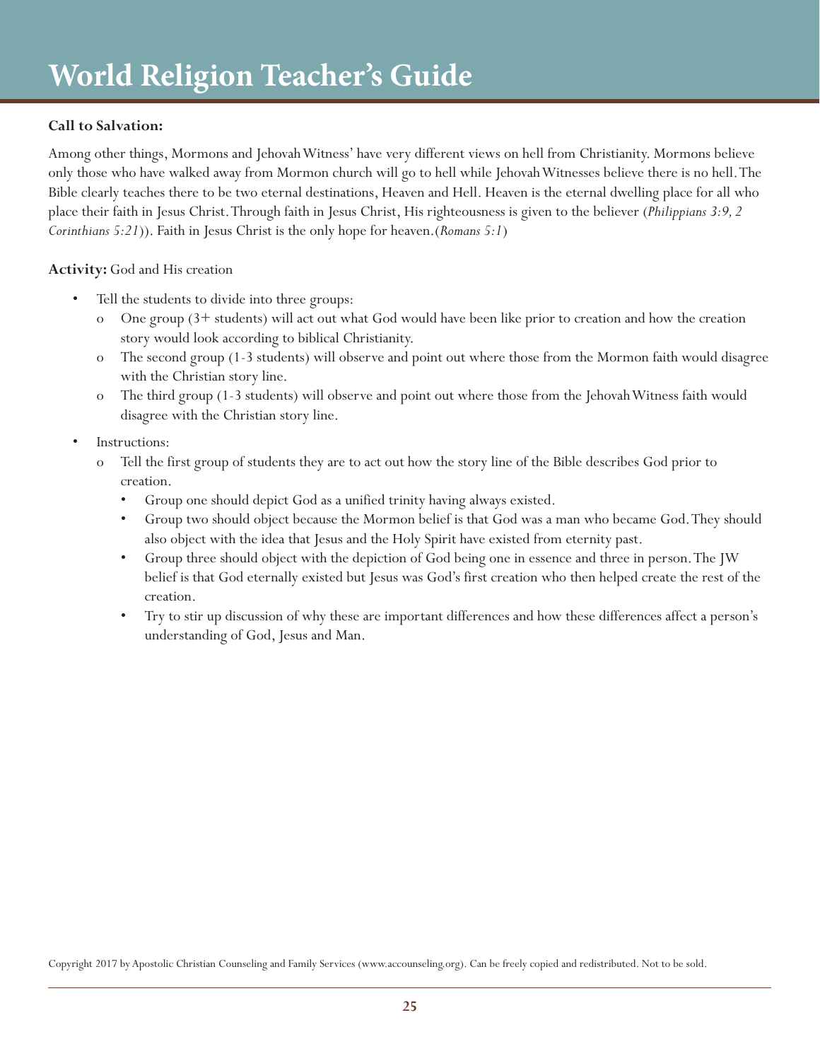**Call to Salvation:**

Among other things, Mormons and Jehovah Witness' have very different views on hell from Christianity. Mormons believe only those who have walked away from Mormon church will go to hell while Jehovah Witnesses believe there is no hell. The Bible clearly teaches there to be two eternal destinations, Heaven and Hell. Heaven is the eternal dwelling place for all who place their faith in Jesus Christ. Through faith in Jesus Christ, His righteousness is given to the believer (*Philippians 3:9, 2 Corinthians 5:21*)). Faith in Jesus Christ is the only hope for heaven.(*Romans 5:1*)

**Activity:** God and His creation

- Tell the students to divide into three groups:
  - One group (3+ students) will act out what God would have been like prior to creation and how the creation story would look according to biblical Christianity.
  - The second group (1-3 students) will observe and point out where those from the Mormon faith would disagree with the Christian story line.
  - The third group (1-3 students) will observe and point out where those from the Jehovah Witness faith would disagree with the Christian story line.
- Instructions:
  - Tell the first group of students they are to act out how the story line of the Bible describes God prior to creation.
    - Group one should depict God as a unified trinity having always existed.
    - Group two should object because the Mormon belief is that God was a man who became God. They should also object with the idea that Jesus and the Holy Spirit have existed from eternity past.
    - Group three should object with the depiction of God being one in essence and three in person. The JW belief is that God eternally existed but Jesus was God's first creation who then helped create the rest of the creation.
    - Try to stir up discussion of why these are important differences and how these differences affect a person's understanding of God, Jesus and Man.

Copyright 2017 by Apostolic Christian Counseling and Family Services (www.accounseling.org). Can be freely copied and redistributed. Not to be sold.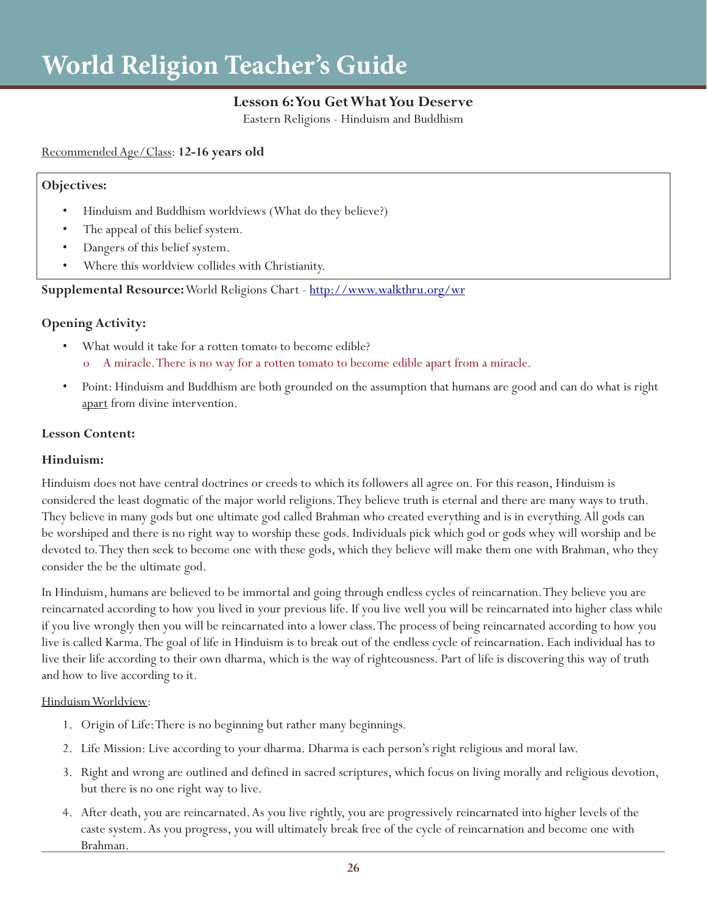# World Religion Teacher's Guide

### Lesson 6: You Get What You Deserve

Eastern Religions - Hinduism and Buddhism

Recommended Age/Class: **12-16 years old**

**Objectives:**

- Hinduism and Buddhism worldviews (What do they believe?)
- The appeal of this belief system.
- Dangers of this belief system.
- Where this worldview collides with Christianity.

**Supplemental Resource:** World Religions Chart - http://www.walkthru.org/wr

**Opening Activity:**

- What would it take for a rotten tomato to become edible?
  - o A miracle. There is no way for a rotten tomato to become edible apart from a miracle.
- Point: Hinduism and Buddhism are both grounded on the assumption that humans are good and can do what is right apart from divine intervention.

**Lesson Content:**

**Hinduism:**

Hinduism does not have central doctrines or creeds to which its followers all agree on. For this reason, Hinduism is considered the least dogmatic of the major world religions. They believe truth is eternal and there are many ways to truth. They believe in many gods but one ultimate god called Brahman who created everything and is in everything. All gods can be worshiped and there is no right way to worship these gods. Individuals pick which god or gods whey will worship and be devoted to. They then seek to become one with these gods, which they believe will make them one with Brahman, who they consider the be the ultimate god.

In Hinduism, humans are believed to be immortal and going through endless cycles of reincarnation. They believe you are reincarnated according to how you lived in your previous life. If you live well you will be reincarnated into higher class while if you live wrongly then you will be reincarnated into a lower class. The process of being reincarnated according to how you live is called Karma. The goal of life in Hinduism is to break out of the endless cycle of reincarnation. Each individual has to live their life according to their own dharma, which is the way of righteousness. Part of life is discovering this way of truth and how to live according to it.

Hinduism Worldview:

1. Origin of Life: There is no beginning but rather many beginnings.
2. Life Mission: Live according to your dharma. Dharma is each person's right religious and moral law.
3. Right and wrong are outlined and defined in sacred scriptures, which focus on living morally and religious devotion, but there is no one right way to live.
4. After death, you are reincarnated. As you live rightly, you are progressively reincarnated into higher levels of the caste system. As you progress, you will ultimately break free of the cycle of reincarnation and become one with Brahman.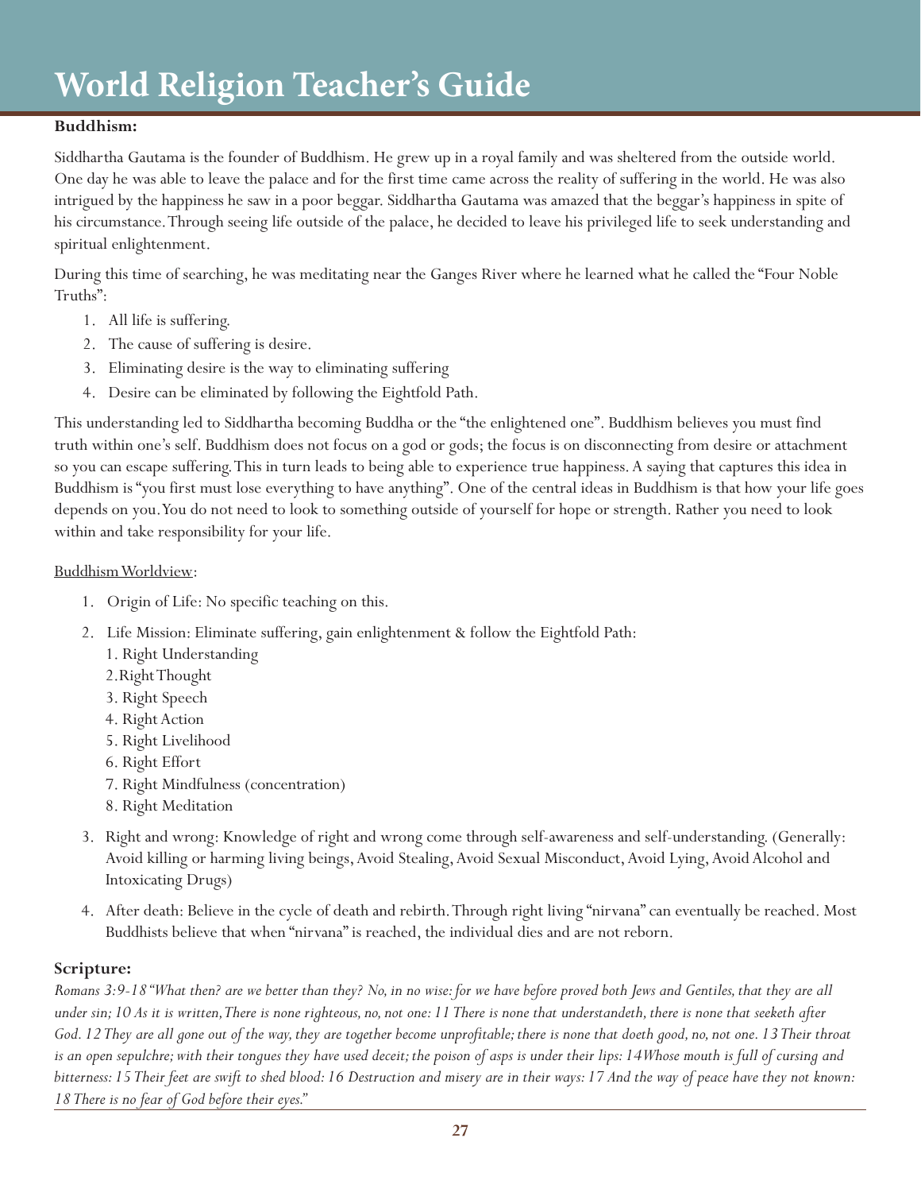# World Religion Teacher's Guide

**Buddhism:**

Siddhartha Gautama is the founder of Buddhism. He grew up in a royal family and was sheltered from the outside world. One day he was able to leave the palace and for the first time came across the reality of suffering in the world. He was also intrigued by the happiness he saw in a poor beggar. Siddhartha Gautama was amazed that the beggar's happiness in spite of his circumstance. Through seeing life outside of the palace, he decided to leave his privileged life to seek understanding and spiritual enlightenment.

During this time of searching, he was meditating near the Ganges River where he learned what he called the "Four Noble Truths":

1. All life is suffering.
2. The cause of suffering is desire.
3. Eliminating desire is the way to eliminating suffering
4. Desire can be eliminated by following the Eightfold Path.

This understanding led to Siddhartha becoming Buddha or the "the enlightened one". Buddhism believes you must find truth within one's self. Buddhism does not focus on a god or gods; the focus is on disconnecting from desire or attachment so you can escape suffering. This in turn leads to being able to experience true happiness. A saying that captures this idea in Buddhism is "you first must lose everything to have anything". One of the central ideas in Buddhism is that how your life goes depends on you. You do not need to look to something outside of yourself for hope or strength. Rather you need to look within and take responsibility for your life.

<u>Buddhism Worldview</u>:

1. Origin of Life: No specific teaching on this.
2. Life Mission: Eliminate suffering, gain enlightenment & follow the Eightfold Path:
   1. Right Understanding
   2. Right Thought
   3. Right Speech
   4. Right Action
   5. Right Livelihood
   6. Right Effort
   7. Right Mindfulness (concentration)
   8. Right Meditation
3. Right and wrong: Knowledge of right and wrong come through self-awareness and self-understanding. (Generally: Avoid killing or harming living beings, Avoid Stealing, Avoid Sexual Misconduct, Avoid Lying, Avoid Alcohol and Intoxicating Drugs)
4. After death: Believe in the cycle of death and rebirth. Through right living "nirvana" can eventually be reached. Most Buddhists believe that when "nirvana" is reached, the individual dies and are not reborn.

### Scripture:

*Romans 3:9-18 "What then? are we better than they? No, in no wise: for we have before proved both Jews and Gentiles, that they are all under sin; 10 As it is written, There is none righteous, no, not one: 11 There is none that understandeth, there is none that seeketh after God. 12 They are all gone out of the way, they are together become unprofitable; there is none that doeth good, no, not one. 13 Their throat is an open sepulchre; with their tongues they have used deceit; the poison of asps is under their lips: 14 Whose mouth is full of cursing and bitterness: 15 Their feet are swift to shed blood: 16 Destruction and misery are in their ways: 17 And the way of peace have they not known: 18 There is no fear of God before their eyes."*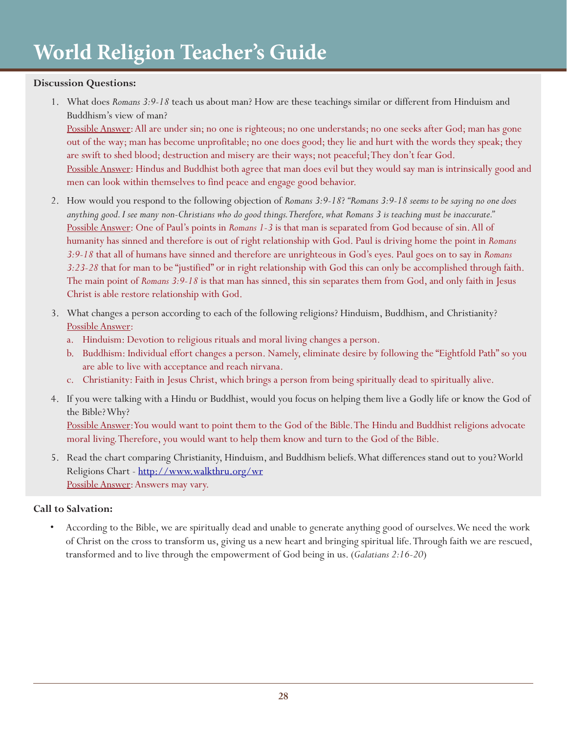# World Religion Teacher's Guide

**Discussion Questions:**

1. What does *Romans 3:9-18* teach us about man? How are these teachings similar or different from Hinduism and Buddhism's view of man?
   Possible Answer: All are under sin; no one is righteous; no one understands; no one seeks after God; man has gone out of the way; man has become unprofitable; no one does good; they lie and hurt with the words they speak; they are swift to shed blood; destruction and misery are their ways; not peaceful; They don't fear God.
   Possible Answer: Hindus and Buddhist both agree that man does evil but they would say man is intrinsically good and men can look within themselves to find peace and engage good behavior.

2. How would you respond to the following objection of *Romans 3:9-18*? *"Romans 3:9-18 seems to be saying no one does anything good. I see many non-Christians who do good things. Therefore, what Romans 3 is teaching must be inaccurate."*
   Possible Answer: One of Paul's points in *Romans 1-3* is that man is separated from God because of sin. All of humanity has sinned and therefore is out of right relationship with God. Paul is driving home the point in *Romans 3:9-18* that all of humans have sinned and therefore are unrighteous in God's eyes. Paul goes on to say in *Romans 3:23-28* that for man to be "justified" or in right relationship with God this can only be accomplished through faith. The main point of *Romans 3:9-18* is that man has sinned, this sin separates them from God, and only faith in Jesus Christ is able restore relationship with God.

3. What changes a person according to each of the following religions? Hinduism, Buddhism, and Christianity?
   Possible Answer:
   a. Hinduism: Devotion to religious rituals and moral living changes a person.
   b. Buddhism: Individual effort changes a person. Namely, eliminate desire by following the "Eightfold Path" so you are able to live with acceptance and reach nirvana.
   c. Christianity: Faith in Jesus Christ, which brings a person from being spiritually dead to spiritually alive.

4. If you were talking with a Hindu or Buddhist, would you focus on helping them live a Godly life or know the God of the Bible? Why?
   Possible Answer: You would want to point them to the God of the Bible. The Hindu and Buddhist religions advocate moral living. Therefore, you would want to help them know and turn to the God of the Bible.

5. Read the chart comparing Christianity, Hinduism, and Buddhism beliefs. What differences stand out to you? World Religions Chart - http://www.walkthru.org/wr
   Possible Answer: Answers may vary.

**Call to Salvation:**

- According to the Bible, we are spiritually dead and unable to generate anything good of ourselves. We need the work of Christ on the cross to transform us, giving us a new heart and bringing spiritual life. Through faith we are rescued, transformed and to live through the empowerment of God being in us. (*Galatians 2:16-20*)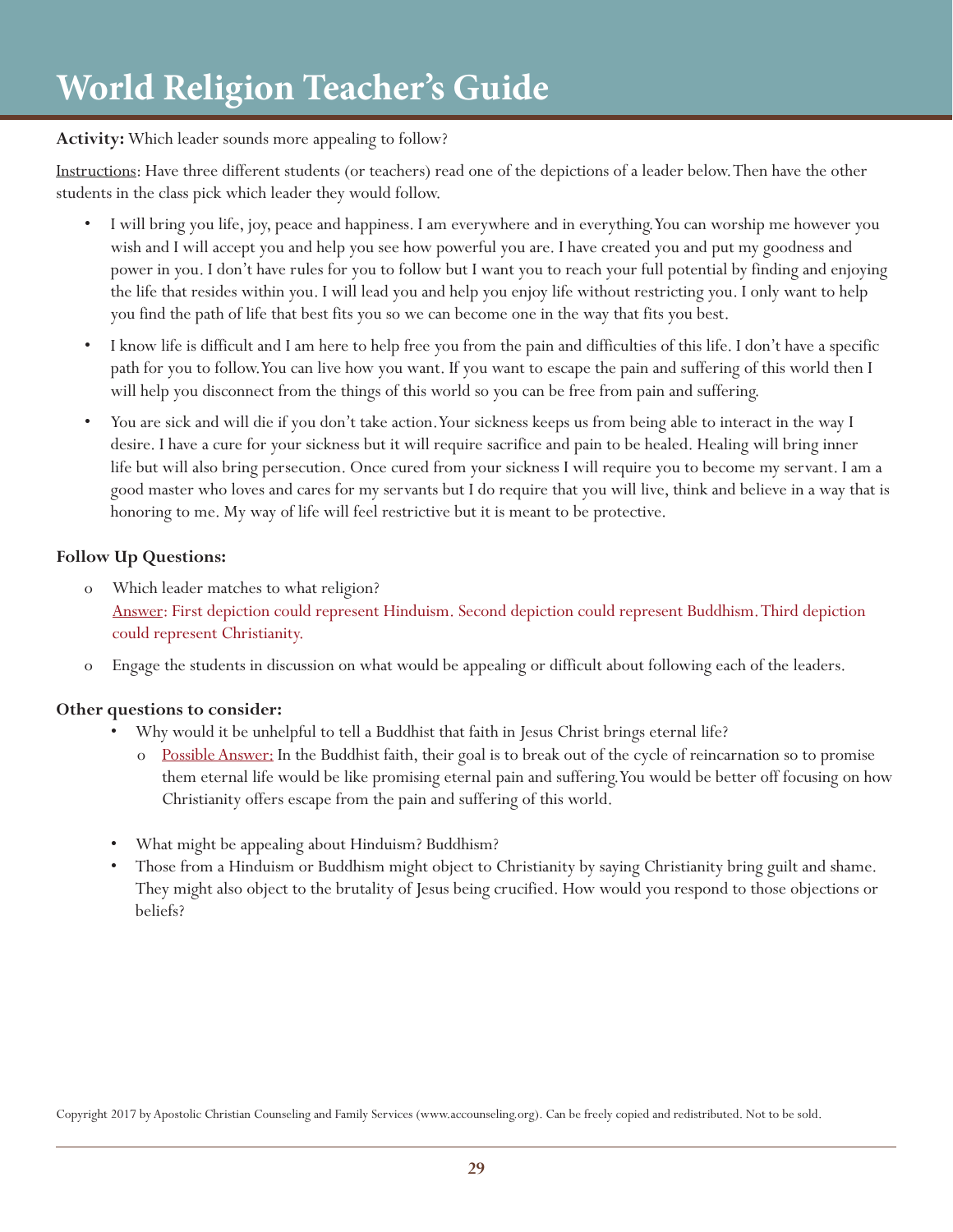# World Religion Teacher's Guide

**Activity:** Which leader sounds more appealing to follow?

Instructions: Have three different students (or teachers) read one of the depictions of a leader below. Then have the other students in the class pick which leader they would follow.

- I will bring you life, joy, peace and happiness. I am everywhere and in everything. You can worship me however you wish and I will accept you and help you see how powerful you are. I have created you and put my goodness and power in you. I don't have rules for you to follow but I want you to reach your full potential by finding and enjoying the life that resides within you. I will lead you and help you enjoy life without restricting you. I only want to help you find the path of life that best fits you so we can become one in the way that fits you best.
- I know life is difficult and I am here to help free you from the pain and difficulties of this life. I don't have a specific path for you to follow. You can live how you want. If you want to escape the pain and suffering of this world then I will help you disconnect from the things of this world so you can be free from pain and suffering.
- You are sick and will die if you don't take action. Your sickness keeps us from being able to interact in the way I desire. I have a cure for your sickness but it will require sacrifice and pain to be healed. Healing will bring inner life but will also bring persecution. Once cured from your sickness I will require you to become my servant. I am a good master who loves and cares for my servants but I do require that you will live, think and believe in a way that is honoring to me. My way of life will feel restrictive but it is meant to be protective.

**Follow Up Questions:**

- Which leader matches to what religion?
  Answer: First depiction could represent Hinduism. Second depiction could represent Buddhism. Third depiction could represent Christianity.
- Engage the students in discussion on what would be appealing or difficult about following each of the leaders.

**Other questions to consider:**

- Why would it be unhelpful to tell a Buddhist that faith in Jesus Christ brings eternal life?
  - Possible Answer: In the Buddhist faith, their goal is to break out of the cycle of reincarnation so to promise them eternal life would be like promising eternal pain and suffering. You would be better off focusing on how Christianity offers escape from the pain and suffering of this world.
- What might be appealing about Hinduism? Buddhism?
- Those from a Hinduism or Buddhism might object to Christianity by saying Christianity bring guilt and shame. They might also object to the brutality of Jesus being crucified. How would you respond to those objections or beliefs?

Copyright 2017 by Apostolic Christian Counseling and Family Services (www.accounseling.org). Can be freely copied and redistributed. Not to be sold.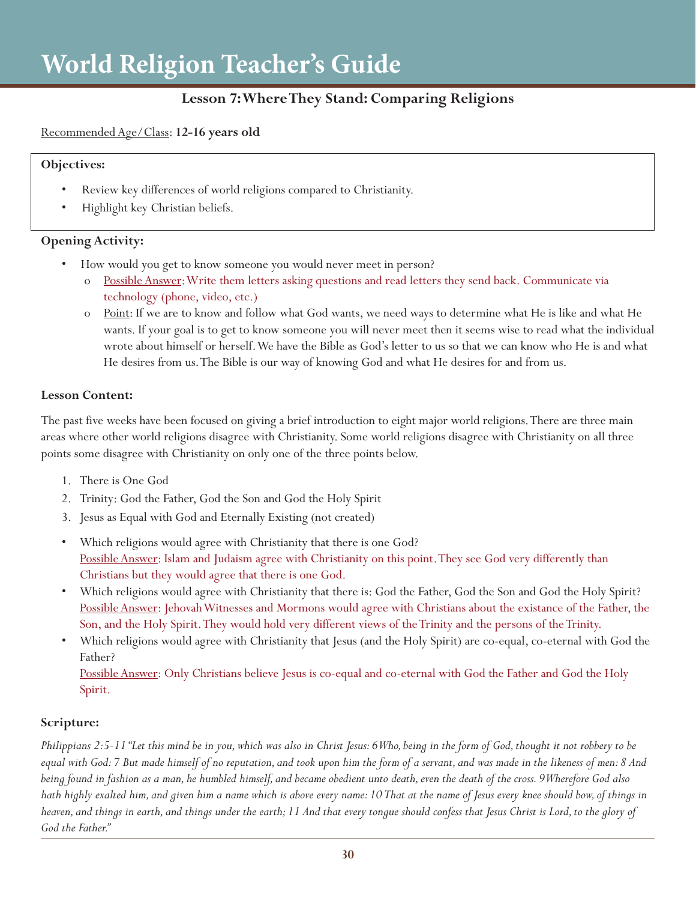# World Religion Teacher's Guide

## Lesson 7: Where They Stand: Comparing Religions

Recommended Age/Class: **12-16 years old**

**Objectives:**

- Review key differences of world religions compared to Christianity.
- Highlight key Christian beliefs.

**Opening Activity:**

- How would you get to know someone you would never meet in person?
  - o Possible Answer: Write them letters asking questions and read letters they send back. Communicate via technology (phone, video, etc.)
  - o Point: If we are to know and follow what God wants, we need ways to determine what He is like and what He wants. If your goal is to get to know someone you will never meet then it seems wise to read what the individual wrote about himself or herself. We have the Bible as God's letter to us so that we can know who He is and what He desires from us. The Bible is our way of knowing God and what He desires for and from us.

**Lesson Content:**

The past five weeks have been focused on giving a brief introduction to eight major world religions. There are three main areas where other world religions disagree with Christianity. Some world religions disagree with Christianity on all three points some disagree with Christianity on only one of the three points below.

1. There is One God
2. Trinity: God the Father, God the Son and God the Holy Spirit
3. Jesus as Equal with God and Eternally Existing (not created)

- Which religions would agree with Christianity that there is one God?
  Possible Answer: Islam and Judaism agree with Christianity on this point. They see God very differently than Christians but they would agree that there is one God.
- Which religions would agree with Christianity that there is: God the Father, God the Son and God the Holy Spirit?
  Possible Answer: Jehovah Witnesses and Mormons would agree with Christians about the existance of the Father, the Son, and the Holy Spirit. They would hold very different views of the Trinity and the persons of the Trinity.
- Which religions would agree with Christianity that Jesus (and the Holy Spirit) are co-equal, co-eternal with God the Father?
  Possible Answer: Only Christians believe Jesus is co-equal and co-eternal with God the Father and God the Holy Spirit.

**Scripture:**

*Philippians 2:5-11 "Let this mind be in you, which was also in Christ Jesus: 6 Who, being in the form of God, thought it not robbery to be equal with God: 7 But made himself of no reputation, and took upon him the form of a servant, and was made in the likeness of men: 8 And being found in fashion as a man, he humbled himself, and became obedient unto death, even the death of the cross. 9 Wherefore God also hath highly exalted him, and given him a name which is above every name: 10 That at the name of Jesus every knee should bow, of things in heaven, and things in earth, and things under the earth; 11 And that every tongue should confess that Jesus Christ is Lord, to the glory of God the Father."*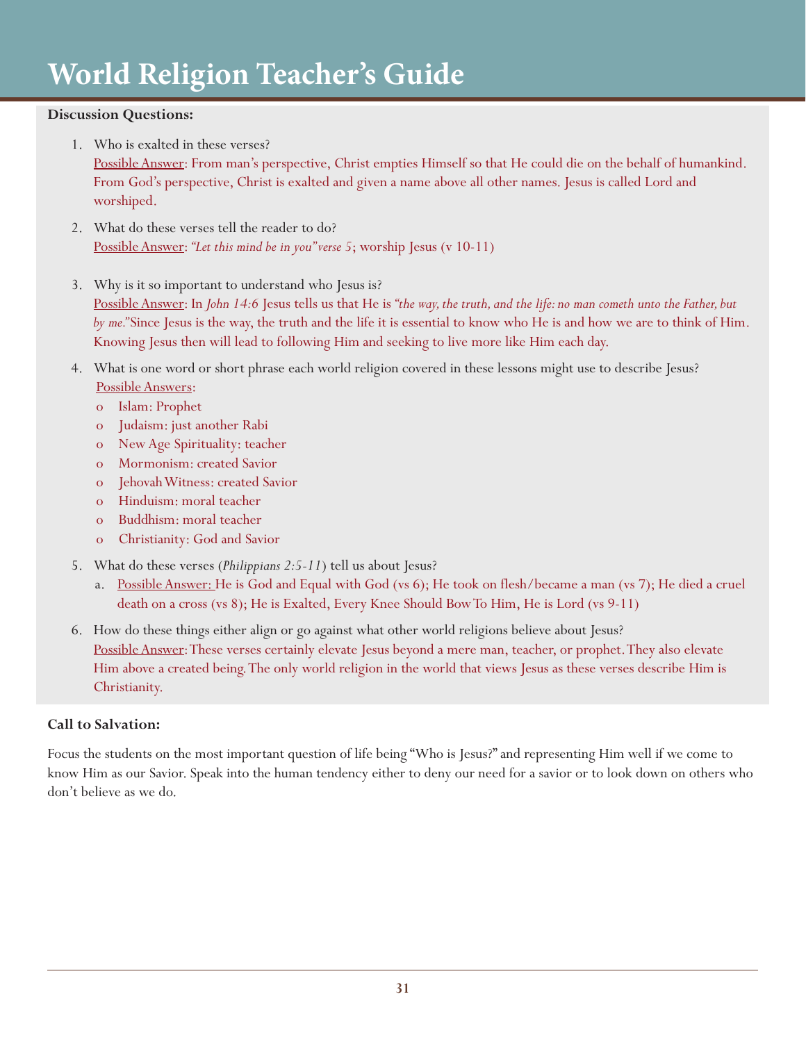# World Religion Teacher's Guide

**Discussion Questions:**

1. Who is exalted in these verses?
   Possible Answer: From man's perspective, Christ empties Himself so that He could die on the behalf of humankind. From God's perspective, Christ is exalted and given a name above all other names. Jesus is called Lord and worshiped.

2. What do these verses tell the reader to do?
   Possible Answer: *"Let this mind be in you" verse 5*; worship Jesus (v 10-11)

3. Why is it so important to understand who Jesus is?
   Possible Answer: In *John 14:6* Jesus tells us that He is *"the way, the truth, and the life: no man cometh unto the Father, but by me."* Since Jesus is the way, the truth and the life it is essential to know who He is and how we are to think of Him. Knowing Jesus then will lead to following Him and seeking to live more like Him each day.

4. What is one word or short phrase each world religion covered in these lessons might use to describe Jesus?
   Possible Answers:
   - Islam: Prophet
   - Judaism: just another Rabi
   - New Age Spirituality: teacher
   - Mormonism: created Savior
   - Jehovah Witness: created Savior
   - Hinduism: moral teacher
   - Buddhism: moral teacher
   - Christianity: God and Savior

5. What do these verses (*Philippians 2:5-11*) tell us about Jesus?
   a. Possible Answer: He is God and Equal with God (vs 6); He took on flesh/became a man (vs 7); He died a cruel death on a cross (vs 8); He is Exalted, Every Knee Should Bow To Him, He is Lord (vs 9-11)

6. How do these things either align or go against what other world religions believe about Jesus?
   Possible Answer: These verses certainly elevate Jesus beyond a mere man, teacher, or prophet. They also elevate Him above a created being. The only world religion in the world that views Jesus as these verses describe Him is Christianity.

**Call to Salvation:**

Focus the students on the most important question of life being "Who is Jesus?" and representing Him well if we come to know Him as our Savior. Speak into the human tendency either to deny our need for a savior or to look down on others who don't believe as we do.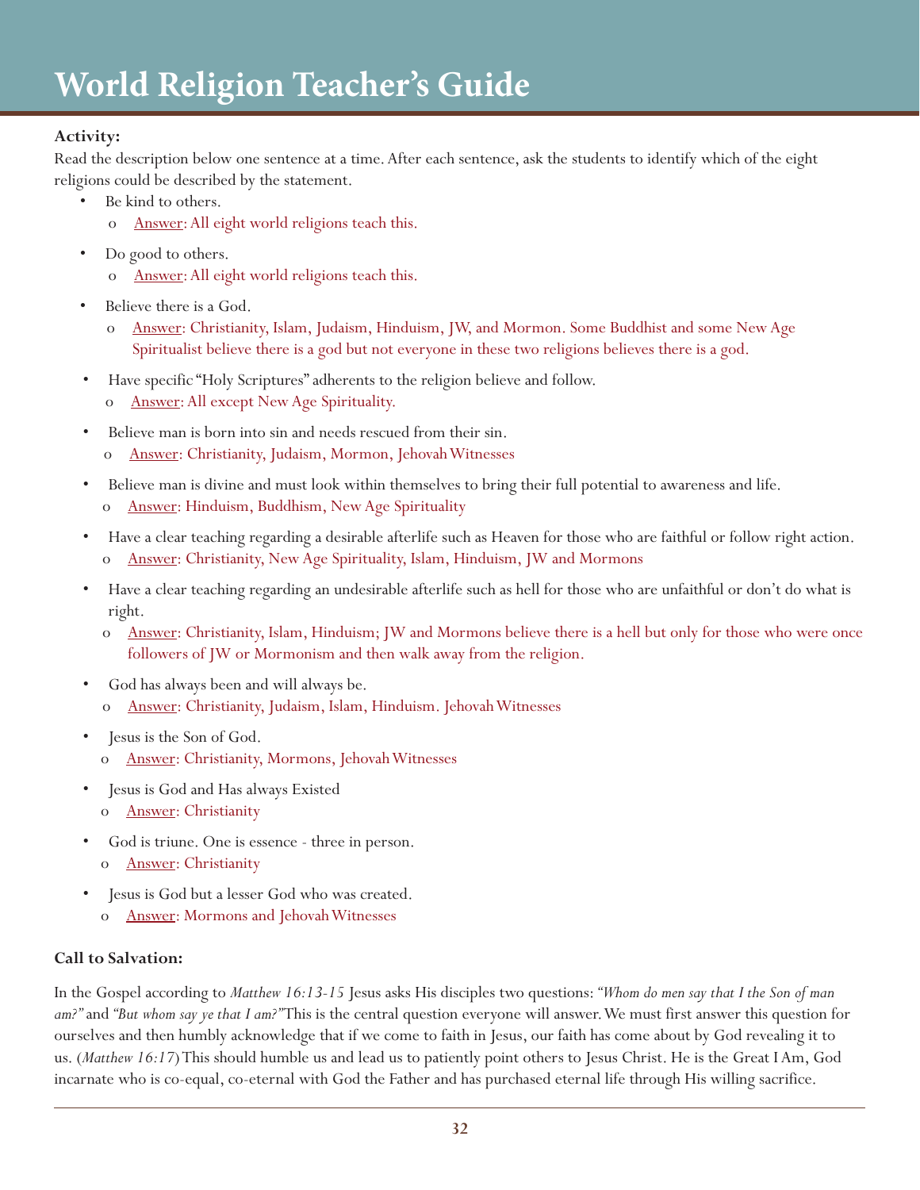# World Religion Teacher's Guide

**Activity:**

Read the description below one sentence at a time. After each sentence, ask the students to identify which of the eight religions could be described by the statement.

- Be kind to others.
  - o Answer: All eight world religions teach this.
- Do good to others.
  - o Answer: All eight world religions teach this.
- Believe there is a God.
  - o Answer: Christianity, Islam, Judaism, Hinduism, JW, and Mormon. Some Buddhist and some New Age Spiritualist believe there is a god but not everyone in these two religions believes there is a god.
- Have specific "Holy Scriptures" adherents to the religion believe and follow.
  - o Answer: All except New Age Spirituality.
- Believe man is born into sin and needs rescued from their sin.
  - o Answer: Christianity, Judaism, Mormon, Jehovah Witnesses
- Believe man is divine and must look within themselves to bring their full potential to awareness and life.
  - o Answer: Hinduism, Buddhism, New Age Spirituality
- Have a clear teaching regarding a desirable afterlife such as Heaven for those who are faithful or follow right action.
  - o Answer: Christianity, New Age Spirituality, Islam, Hinduism, JW and Mormons
- Have a clear teaching regarding an undesirable afterlife such as hell for those who are unfaithful or don't do what is right.
  - o Answer: Christianity, Islam, Hinduism; JW and Mormons believe there is a hell but only for those who were once followers of JW or Mormonism and then walk away from the religion.
- God has always been and will always be.
  - o Answer: Christianity, Judaism, Islam, Hinduism. Jehovah Witnesses
- Jesus is the Son of God.
  - o Answer: Christianity, Mormons, Jehovah Witnesses
- Jesus is God and Has always Existed
  - o Answer: Christianity
- God is triune. One is essence - three in person.
  - o Answer: Christianity
- Jesus is God but a lesser God who was created.
  - o Answer: Mormons and Jehovah Witnesses

**Call to Salvation:**

In the Gospel according to *Matthew 16:13-15* Jesus asks His disciples two questions: *"Whom do men say that I the Son of man am?"* and *"But whom say ye that I am?"* This is the central question everyone will answer. We must first answer this question for ourselves and then humbly acknowledge that if we come to faith in Jesus, our faith has come about by God revealing it to us. (*Matthew 16:17*) This should humble us and lead us to patiently point others to Jesus Christ. He is the Great I Am, God incarnate who is co-equal, co-eternal with God the Father and has purchased eternal life through His willing sacrifice.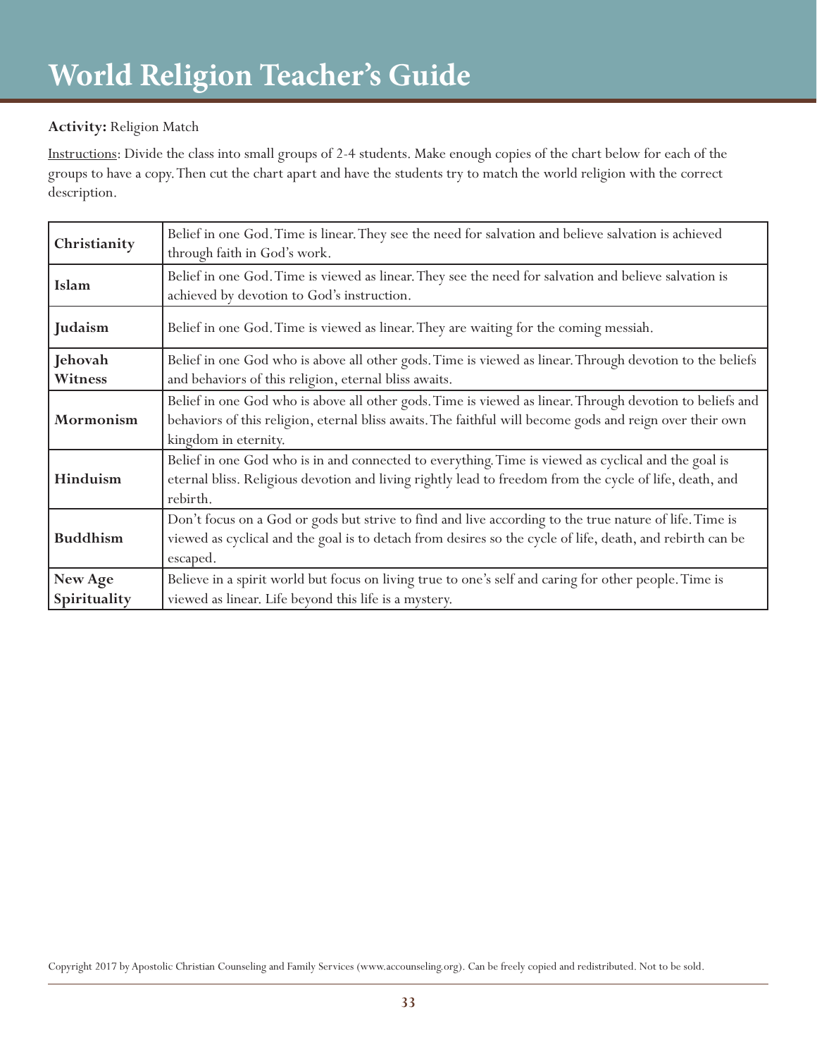# World Religion Teacher's Guide

**Activity:** Religion Match

Instructions: Divide the class into small groups of 2-4 students. Make enough copies of the chart below for each of the groups to have a copy. Then cut the chart apart and have the students try to match the world religion with the correct description.

| | |
|---|---|
| **Christianity** | Belief in one God. Time is linear. They see the need for salvation and believe salvation is achieved through faith in God's work. |
| **Islam** | Belief in one God. Time is viewed as linear. They see the need for salvation and believe salvation is achieved by devotion to God's instruction. |
| **Judaism** | Belief in one God. Time is viewed as linear. They are waiting for the coming messiah. |
| **Jehovah Witness** | Belief in one God who is above all other gods. Time is viewed as linear. Through devotion to the beliefs and behaviors of this religion, eternal bliss awaits. |
| **Mormonism** | Belief in one God who is above all other gods. Time is viewed as linear. Through devotion to beliefs and behaviors of this religion, eternal bliss awaits. The faithful will become gods and reign over their own kingdom in eternity. |
| **Hinduism** | Belief in one God who is in and connected to everything. Time is viewed as cyclical and the goal is eternal bliss. Religious devotion and living rightly lead to freedom from the cycle of life, death, and rebirth. |
| **Buddhism** | Don't focus on a God or gods but strive to find and live according to the true nature of life. Time is viewed as cyclical and the goal is to detach from desires so the cycle of life, death, and rebirth can be escaped. |
| **New Age Spirituality** | Believe in a spirit world but focus on living true to one's self and caring for other people. Time is viewed as linear. Life beyond this life is a mystery. |

Copyright 2017 by Apostolic Christian Counseling and Family Services (www.accounseling.org). Can be freely copied and redistributed. Not to be sold.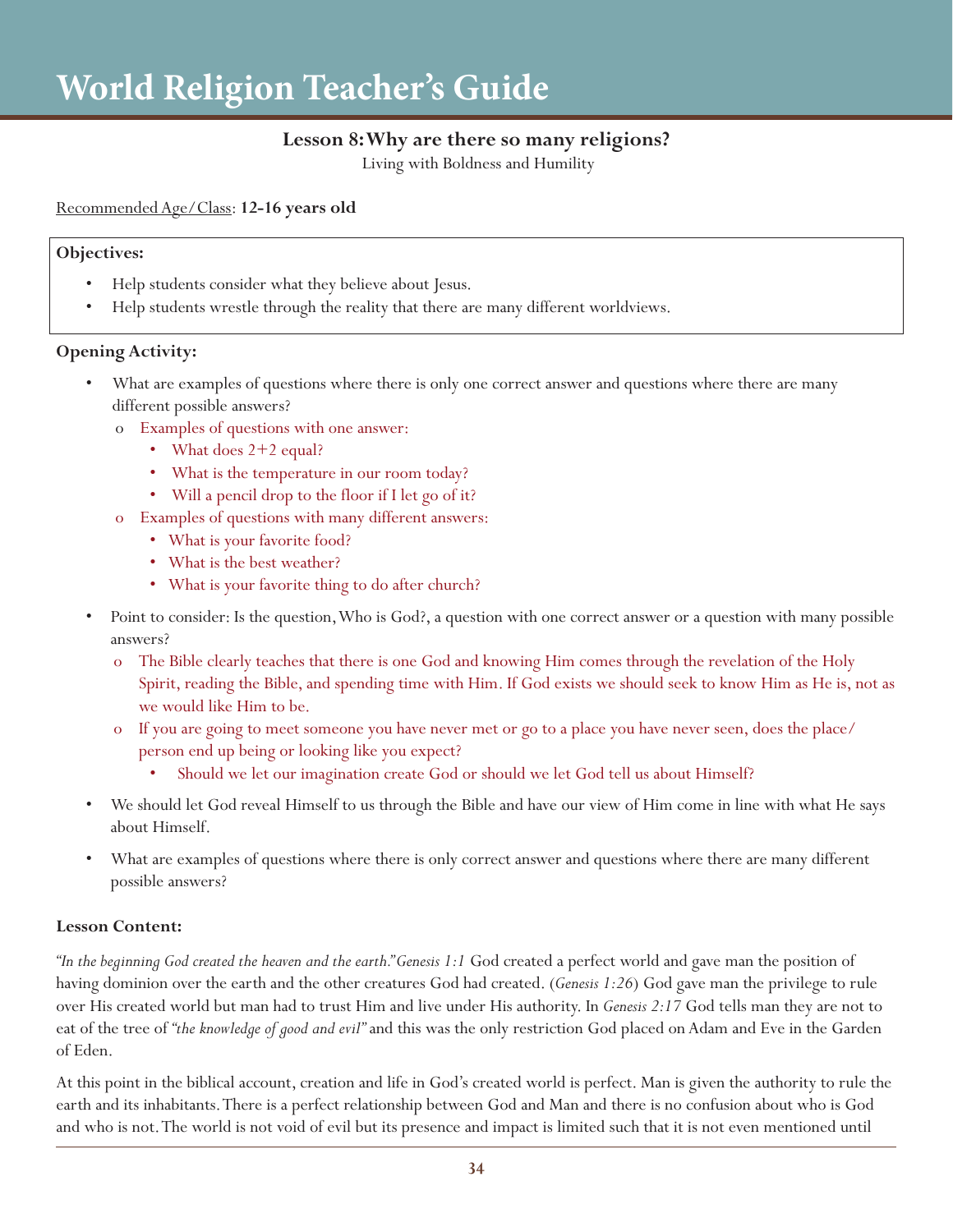# World Religion Teacher's Guide

### Lesson 8: Why are there so many religions?

Living with Boldness and Humility

Recommended Age/Class: **12-16 years old**

**Objectives:**

- Help students consider what they believe about Jesus.
- Help students wrestle through the reality that there are many different worldviews.

**Opening Activity:**

- What are examples of questions where there is only one correct answer and questions where there are many different possible answers?
  - Examples of questions with one answer:
    - What does 2+2 equal?
    - What is the temperature in our room today?
    - Will a pencil drop to the floor if I let go of it?
  - Examples of questions with many different answers:
    - What is your favorite food?
    - What is the best weather?
    - What is your favorite thing to do after church?
- Point to consider: Is the question, Who is God?, a question with one correct answer or a question with many possible answers?
  - The Bible clearly teaches that there is one God and knowing Him comes through the revelation of the Holy Spirit, reading the Bible, and spending time with Him. If God exists we should seek to know Him as He is, not as we would like Him to be.
  - If you are going to meet someone you have never met or go to a place you have never seen, does the place/person end up being or looking like you expect?
    - Should we let our imagination create God or should we let God tell us about Himself?
- We should let God reveal Himself to us through the Bible and have our view of Him come in line with what He says about Himself.
- What are examples of questions where there is only correct answer and questions where there are many different possible answers?

**Lesson Content:**

*"In the beginning God created the heaven and the earth." Genesis 1:1* God created a perfect world and gave man the position of having dominion over the earth and the other creatures God had created. (*Genesis 1:26*) God gave man the privilege to rule over His created world but man had to trust Him and live under His authority. In *Genesis 2:17* God tells man they are not to eat of the tree of *"the knowledge of good and evil"* and this was the only restriction God placed on Adam and Eve in the Garden of Eden.

At this point in the biblical account, creation and life in God's created world is perfect. Man is given the authority to rule the earth and its inhabitants. There is a perfect relationship between God and Man and there is no confusion about who is God and who is not. The world is not void of evil but its presence and impact is limited such that it is not even mentioned until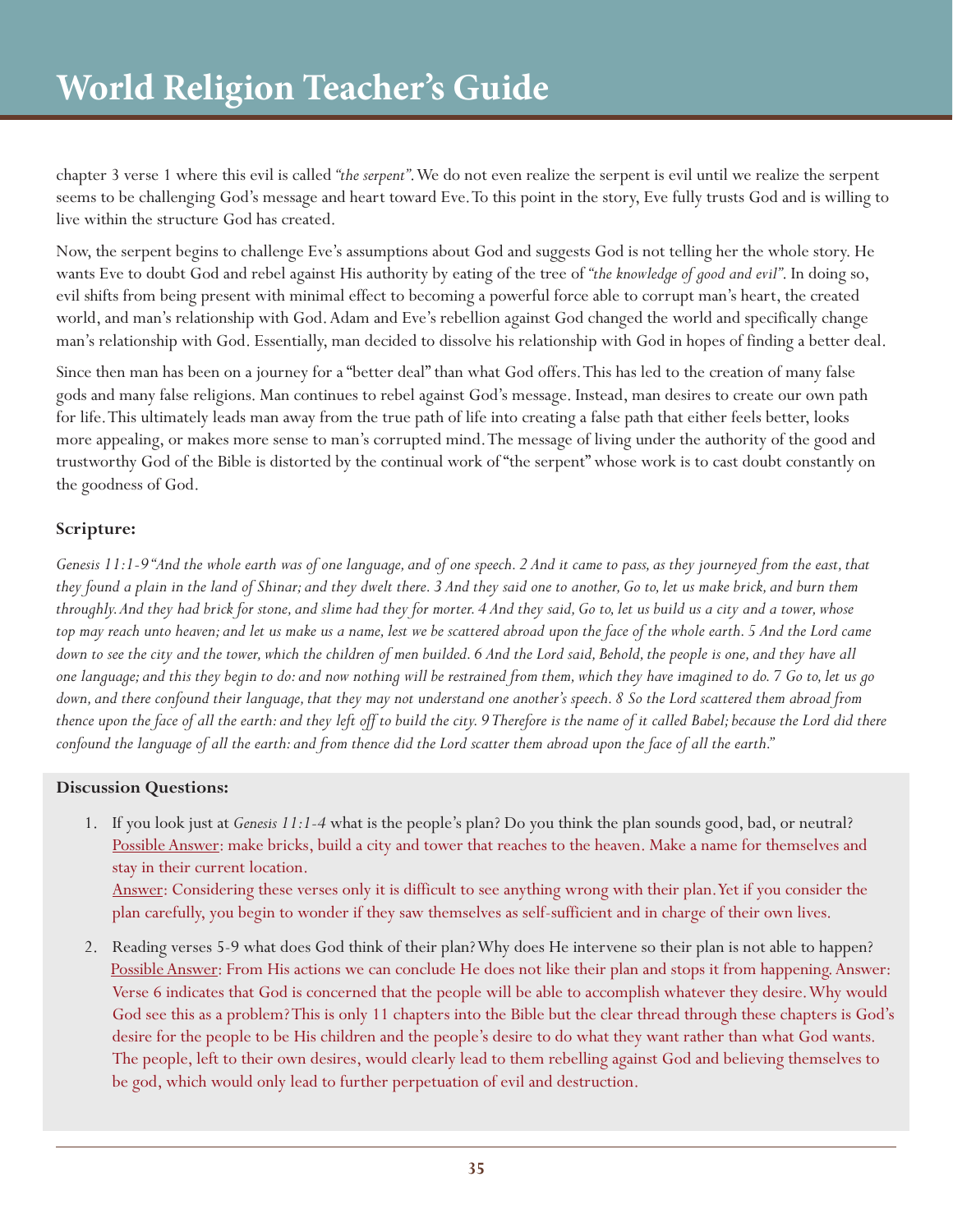chapter 3 verse 1 where this evil is called *"the serpent"*. We do not even realize the serpent is evil until we realize the serpent seems to be challenging God's message and heart toward Eve. To this point in the story, Eve fully trusts God and is willing to live within the structure God has created.

Now, the serpent begins to challenge Eve's assumptions about God and suggests God is not telling her the whole story. He wants Eve to doubt God and rebel against His authority by eating of the tree of *"the knowledge of good and evil"*. In doing so, evil shifts from being present with minimal effect to becoming a powerful force able to corrupt man's heart, the created world, and man's relationship with God. Adam and Eve's rebellion against God changed the world and specifically change man's relationship with God. Essentially, man decided to dissolve his relationship with God in hopes of finding a better deal.

Since then man has been on a journey for a "better deal" than what God offers. This has led to the creation of many false gods and many false religions. Man continues to rebel against God's message. Instead, man desires to create our own path for life. This ultimately leads man away from the true path of life into creating a false path that either feels better, looks more appealing, or makes more sense to man's corrupted mind. The message of living under the authority of the good and trustworthy God of the Bible is distorted by the continual work of "the serpent" whose work is to cast doubt constantly on the goodness of God.

**Scripture:**

*Genesis 11:1-9 "And the whole earth was of one language, and of one speech. 2 And it came to pass, as they journeyed from the east, that they found a plain in the land of Shinar; and they dwelt there. 3 And they said one to another, Go to, let us make brick, and burn them throughly. And they had brick for stone, and slime had they for morter. 4 And they said, Go to, let us build us a city and a tower, whose top may reach unto heaven; and let us make us a name, lest we be scattered abroad upon the face of the whole earth. 5 And the Lord came down to see the city and the tower, which the children of men builded. 6 And the Lord said, Behold, the people is one, and they have all one language; and this they begin to do: and now nothing will be restrained from them, which they have imagined to do. 7 Go to, let us go down, and there confound their language, that they may not understand one another's speech. 8 So the Lord scattered them abroad from thence upon the face of all the earth: and they left off to build the city. 9 Therefore is the name of it called Babel; because the Lord did there confound the language of all the earth: and from thence did the Lord scatter them abroad upon the face of all the earth."*

**Discussion Questions:**

1. If you look just at *Genesis 11:1-4* what is the people's plan? Do you think the plan sounds good, bad, or neutral?
   Possible Answer: make bricks, build a city and tower that reaches to the heaven. Make a name for themselves and stay in their current location.
   Answer: Considering these verses only it is difficult to see anything wrong with their plan. Yet if you consider the plan carefully, you begin to wonder if they saw themselves as self-sufficient and in charge of their own lives.

2. Reading verses 5-9 what does God think of their plan? Why does He intervene so their plan is not able to happen?
   Possible Answer: From His actions we can conclude He does not like their plan and stops it from happening. Answer: Verse 6 indicates that God is concerned that the people will be able to accomplish whatever they desire. Why would God see this as a problem? This is only 11 chapters into the Bible but the clear thread through these chapters is God's desire for the people to be His children and the people's desire to do what they want rather than what God wants. The people, left to their own desires, would clearly lead to them rebelling against God and believing themselves to be god, which would only lead to further perpetuation of evil and destruction.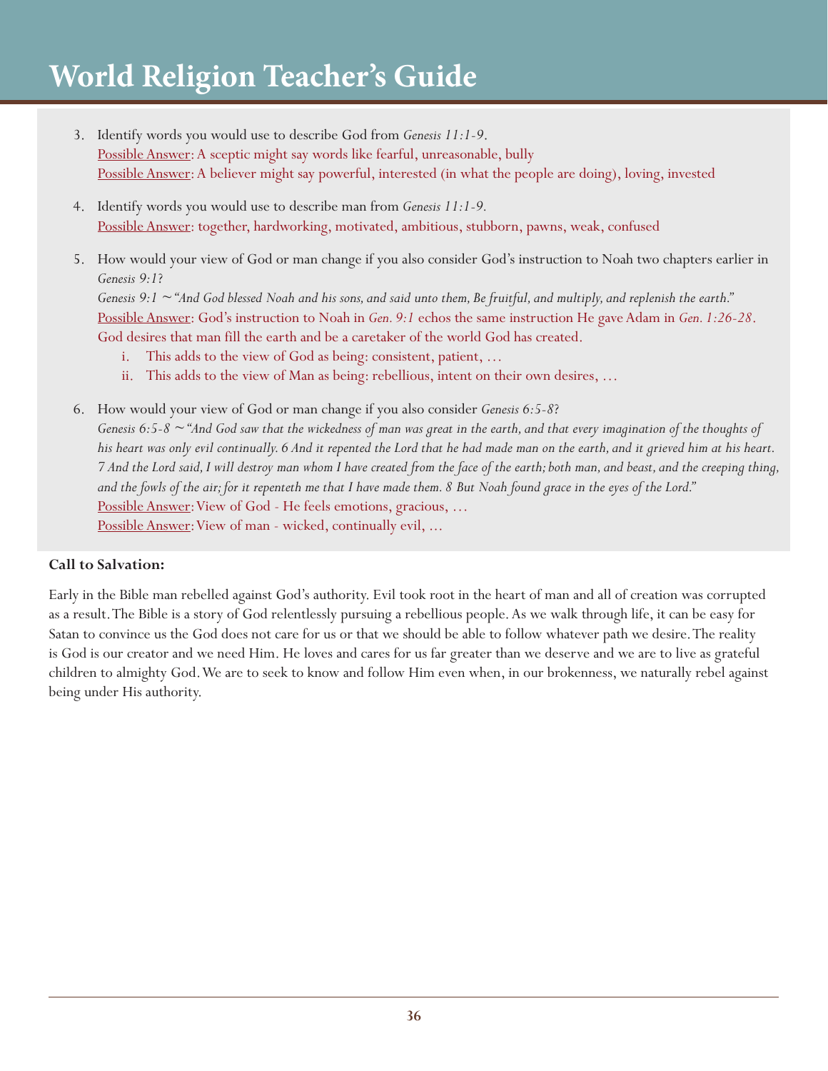3. Identify words you would use to describe God from *Genesis 11:1-9*.
   Possible Answer: A sceptic might say words like fearful, unreasonable, bully
   Possible Answer: A believer might say powerful, interested (in what the people are doing), loving, invested

4. Identify words you would use to describe man from *Genesis 11:1-9*.
   Possible Answer: together, hardworking, motivated, ambitious, stubborn, pawns, weak, confused

5. How would your view of God or man change if you also consider God's instruction to Noah two chapters earlier in *Genesis 9:1*?
   *Genesis 9:1 ~ "And God blessed Noah and his sons, and said unto them, Be fruitful, and multiply, and replenish the earth."*
   Possible Answer: God's instruction to Noah in *Gen. 9:1* echos the same instruction He gave Adam in *Gen. 1:26-28*. God desires that man fill the earth and be a caretaker of the world God has created.
   i. This adds to the view of God as being: consistent, patient, …
   ii. This adds to the view of Man as being: rebellious, intent on their own desires, …

6. How would your view of God or man change if you also consider *Genesis 6:5-8*?
   *Genesis 6:5-8 ~ "And God saw that the wickedness of man was great in the earth, and that every imagination of the thoughts of his heart was only evil continually. 6 And it repented the Lord that he had made man on the earth, and it grieved him at his heart. 7 And the Lord said, I will destroy man whom I have created from the face of the earth; both man, and beast, and the creeping thing, and the fowls of the air; for it repenteth me that I have made them. 8 But Noah found grace in the eyes of the Lord."*
   Possible Answer: View of God - He feels emotions, gracious, …
   Possible Answer: View of man - wicked, continually evil, …

**Call to Salvation:**

Early in the Bible man rebelled against God's authority. Evil took root in the heart of man and all of creation was corrupted as a result. The Bible is a story of God relentlessly pursuing a rebellious people. As we walk through life, it can be easy for Satan to convince us the God does not care for us or that we should be able to follow whatever path we desire. The reality is God is our creator and we need Him. He loves and cares for us far greater than we deserve and we are to live as grateful children to almighty God. We are to seek to know and follow Him even when, in our brokenness, we naturally rebel against being under His authority.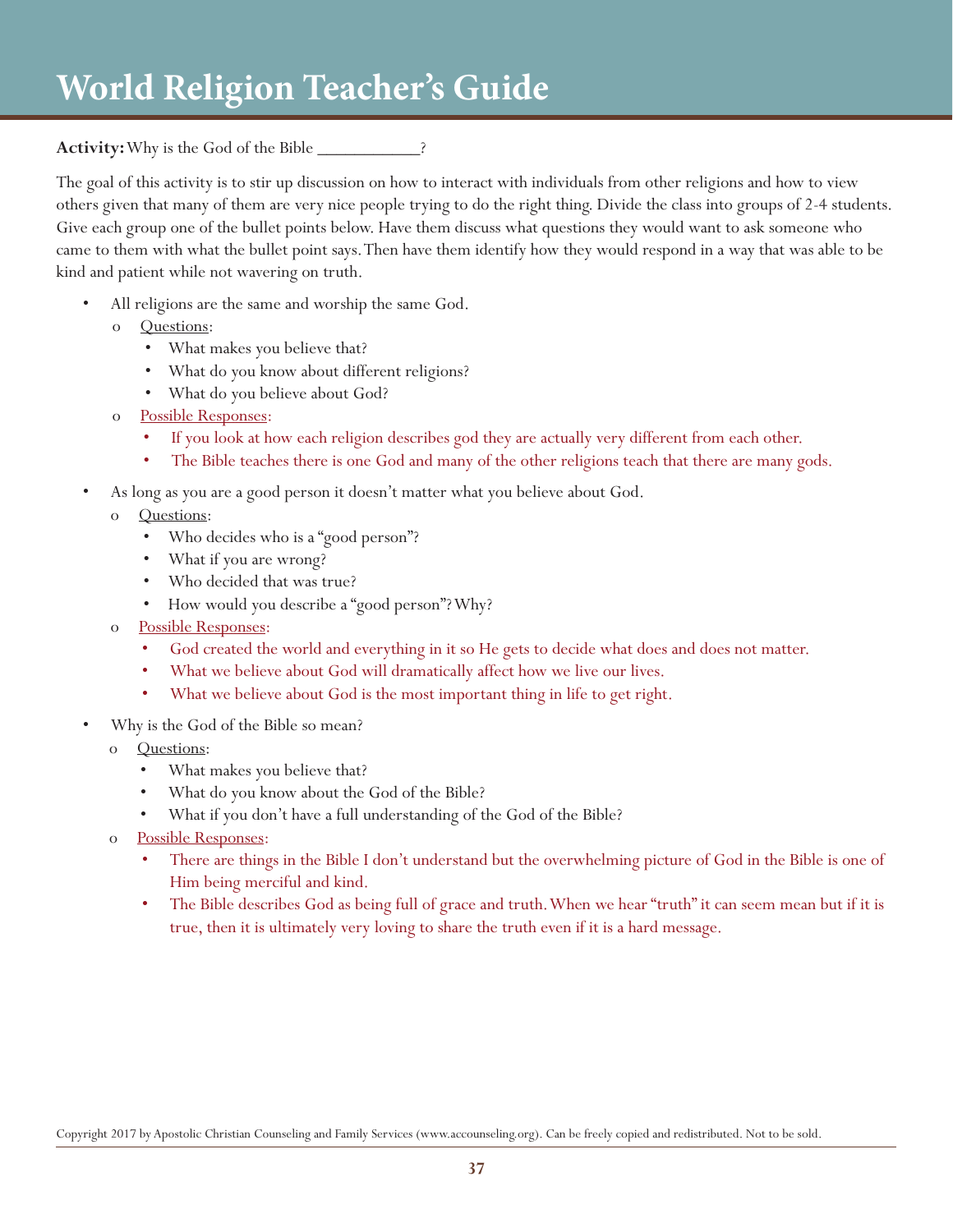# World Religion Teacher's Guide

**Activity:** Why is the God of the Bible ___________?

The goal of this activity is to stir up discussion on how to interact with individuals from other religions and how to view others given that many of them are very nice people trying to do the right thing. Divide the class into groups of 2-4 students. Give each group one of the bullet points below. Have them discuss what questions they would want to ask someone who came to them with what the bullet point says. Then have them identify how they would respond in a way that was able to be kind and patient while not wavering on truth.

- All religions are the same and worship the same God.
  - Questions:
    - What makes you believe that?
    - What do you know about different religions?
    - What do you believe about God?
  - Possible Responses:
    - If you look at how each religion describes god they are actually very different from each other.
    - The Bible teaches there is one God and many of the other religions teach that there are many gods.
- As long as you are a good person it doesn't matter what you believe about God.
  - Questions:
    - Who decides who is a "good person"?
    - What if you are wrong?
    - Who decided that was true?
    - How would you describe a "good person"? Why?
  - Possible Responses:
    - God created the world and everything in it so He gets to decide what does and does not matter.
    - What we believe about God will dramatically affect how we live our lives.
    - What we believe about God is the most important thing in life to get right.
- Why is the God of the Bible so mean?
  - Questions:
    - What makes you believe that?
    - What do you know about the God of the Bible?
    - What if you don't have a full understanding of the God of the Bible?
  - Possible Responses:
    - There are things in the Bible I don't understand but the overwhelming picture of God in the Bible is one of Him being merciful and kind.
    - The Bible describes God as being full of grace and truth. When we hear "truth" it can seem mean but if it is true, then it is ultimately very loving to share the truth even if it is a hard message.

Copyright 2017 by Apostolic Christian Counseling and Family Services (www.accounseling.org). Can be freely copied and redistributed. Not to be sold.